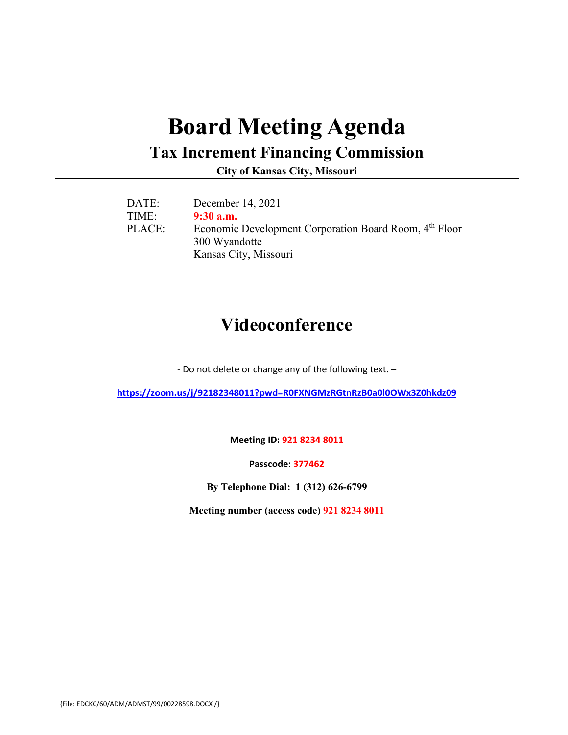# Board Meeting Agenda

## Tax Increment Financing Commission

### City of Kansas City, Missouri

DATE: December 14, 2021
TIME: **9:30 a.m.**
PLACE: Economic Development Corporation Board Room, 4th Floor
300 Wyandotte
Kansas City, Missouri

## Videoconference

- Do not delete or change any of the following text. –

**https://zoom.us/j/92182348011?pwd=R0FXNGMzRGtnRzB0a0l0OWx3Z0hkdz09**

**Meeting ID: 921 8234 8011**

**Passcode: 377462**

**By Telephone Dial: 1 (312) 626-6799**

**Meeting number (access code) 921 8234 8011**

{File: EDCKC/60/ADM/ADMST/99/00228598.DOCX /}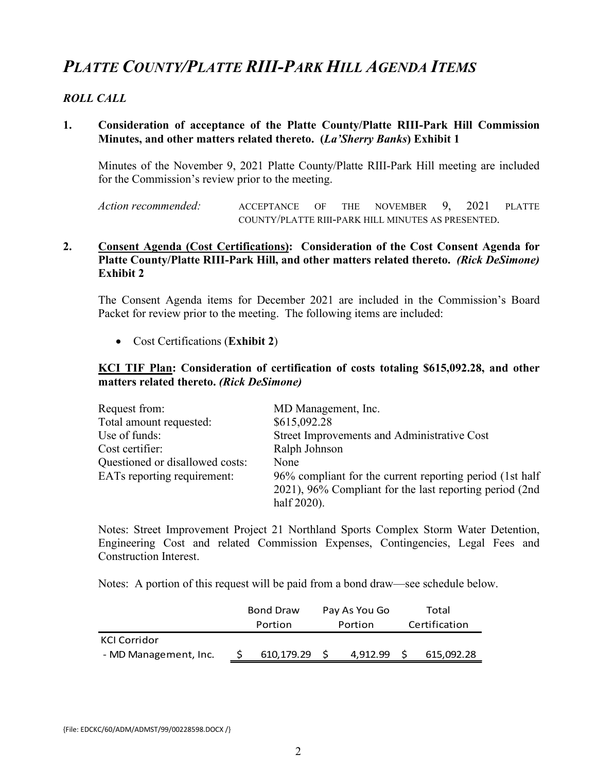# *PLATTE COUNTY/PLATTE RIII-PARK HILL AGENDA ITEMS*

### *ROLL CALL*

**1. Consideration of acceptance of the Platte County/Platte RIII-Park Hill Commission Minutes, and other matters related thereto. (*La'Sherry Banks*) Exhibit 1**

Minutes of the November 9, 2021 Platte County/Platte RIII-Park Hill meeting are included for the Commission's review prior to the meeting.

*Action recommended:* ACCEPTANCE OF THE NOVEMBER 9, 2021 PLATTE COUNTY/PLATTE RIII-PARK HILL MINUTES AS PRESENTED.

**2. <u>Consent Agenda (Cost Certifications)</u>: Consideration of the Cost Consent Agenda for Platte County/Platte RIII-Park Hill, and other matters related thereto. *(Rick DeSimone)* Exhibit 2**

The Consent Agenda items for December 2021 are included in the Commission's Board Packet for review prior to the meeting. The following items are included:

- Cost Certifications (**Exhibit 2**)

**<u>KCI TIF Plan</u>: Consideration of certification of costs totaling \$615,092.28, and other matters related thereto. *(Rick DeSimone)***

| | |
|---|---|
| Request from: | MD Management, Inc. |
| Total amount requested: | \$615,092.28 |
| Use of funds: | Street Improvements and Administrative Cost |
| Cost certifier: | Ralph Johnson |
| Questioned or disallowed costs: | None |
| EATs reporting requirement: | 96% compliant for the current reporting period (1st half 2021), 96% Compliant for the last reporting period (2nd half 2020). |

Notes: Street Improvement Project 21 Northland Sports Complex Storm Water Detention, Engineering Cost and related Commission Expenses, Contingencies, Legal Fees and Construction Interest.

Notes: A portion of this request will be paid from a bond draw—see schedule below.

| | Bond Draw Portion | Pay As You Go Portion | Total Certification |
|---|---|---|---|
| KCI Corridor | | | |
| - MD Management, Inc. | \$ 610,179.29 | \$ 4,912.99 | \$ 615,092.28 |

{File: EDCKC/60/ADM/ADMST/99/00228598.DOCX /}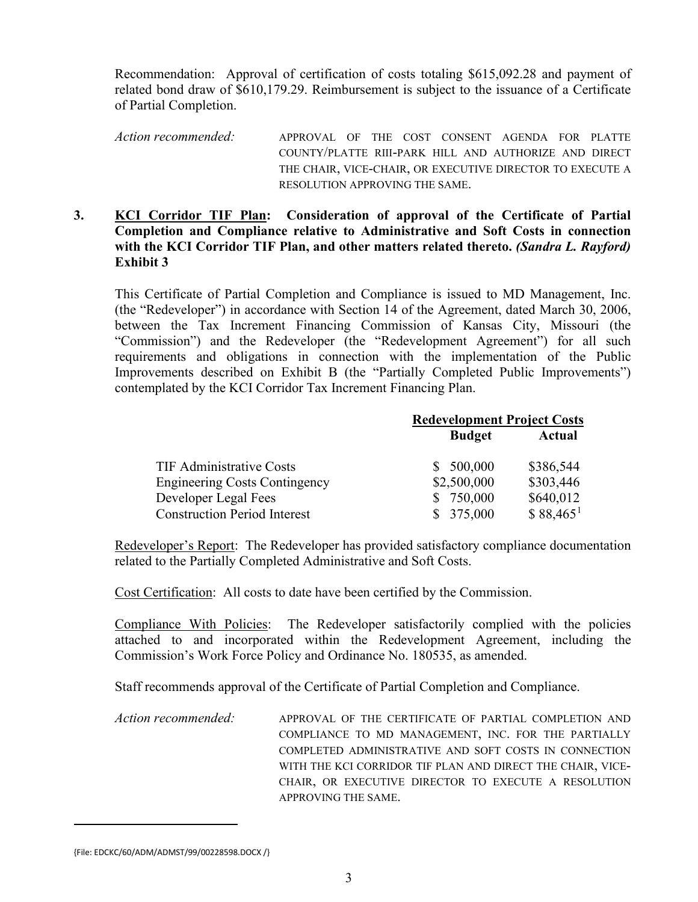Recommendation: Approval of certification of costs totaling $615,092.28 and payment of related bond draw of $610,179.29. Reimbursement is subject to the issuance of a Certificate of Partial Completion.

*Action recommended:* APPROVAL OF THE COST CONSENT AGENDA FOR PLATTE COUNTY/PLATTE RIII-PARK HILL AND AUTHORIZE AND DIRECT THE CHAIR, VICE-CHAIR, OR EXECUTIVE DIRECTOR TO EXECUTE A RESOLUTION APPROVING THE SAME.

**3. <u>KCI Corridor TIF Plan</u>: Consideration of approval of the Certificate of Partial Completion and Compliance relative to Administrative and Soft Costs in connection with the KCI Corridor TIF Plan, and other matters related thereto. *(Sandra L. Rayford)* Exhibit 3**

This Certificate of Partial Completion and Compliance is issued to MD Management, Inc. (the "Redeveloper") in accordance with Section 14 of the Agreement, dated March 30, 2006, between the Tax Increment Financing Commission of Kansas City, Missouri (the "Commission") and the Redeveloper (the "Redevelopment Agreement") for all such requirements and obligations in connection with the implementation of the Public Improvements described on Exhibit B (the "Partially Completed Public Improvements") contemplated by the KCI Corridor Tax Increment Financing Plan.

| | Redevelopment Project Costs | |
|---|---|---|
| | **Budget** | **Actual** |
| TIF Administrative Costs | $ 500,000 | $386,544 |
| Engineering Costs Contingency | $2,500,000 | $303,446 |
| Developer Legal Fees | $ 750,000 | $640,012 |
| Construction Period Interest | $ 375,000 | $ 88,465[1] |

<u>Redeveloper's Report</u>: The Redeveloper has provided satisfactory compliance documentation related to the Partially Completed Administrative and Soft Costs.

<u>Cost Certification</u>: All costs to date have been certified by the Commission.

<u>Compliance With Policies</u>: The Redeveloper satisfactorily complied with the policies attached to and incorporated within the Redevelopment Agreement, including the Commission's Work Force Policy and Ordinance No. 180535, as amended.

Staff recommends approval of the Certificate of Partial Completion and Compliance.

*Action recommended:* APPROVAL OF THE CERTIFICATE OF PARTIAL COMPLETION AND COMPLIANCE TO MD MANAGEMENT, INC. FOR THE PARTIALLY COMPLETED ADMINISTRATIVE AND SOFT COSTS IN CONNECTION WITH THE KCI CORRIDOR TIF PLAN AND DIRECT THE CHAIR, VICE-CHAIR, OR EXECUTIVE DIRECTOR TO EXECUTE A RESOLUTION APPROVING THE SAME.

{File: EDCKC/60/ADM/ADMST/99/00228598.DOCX /}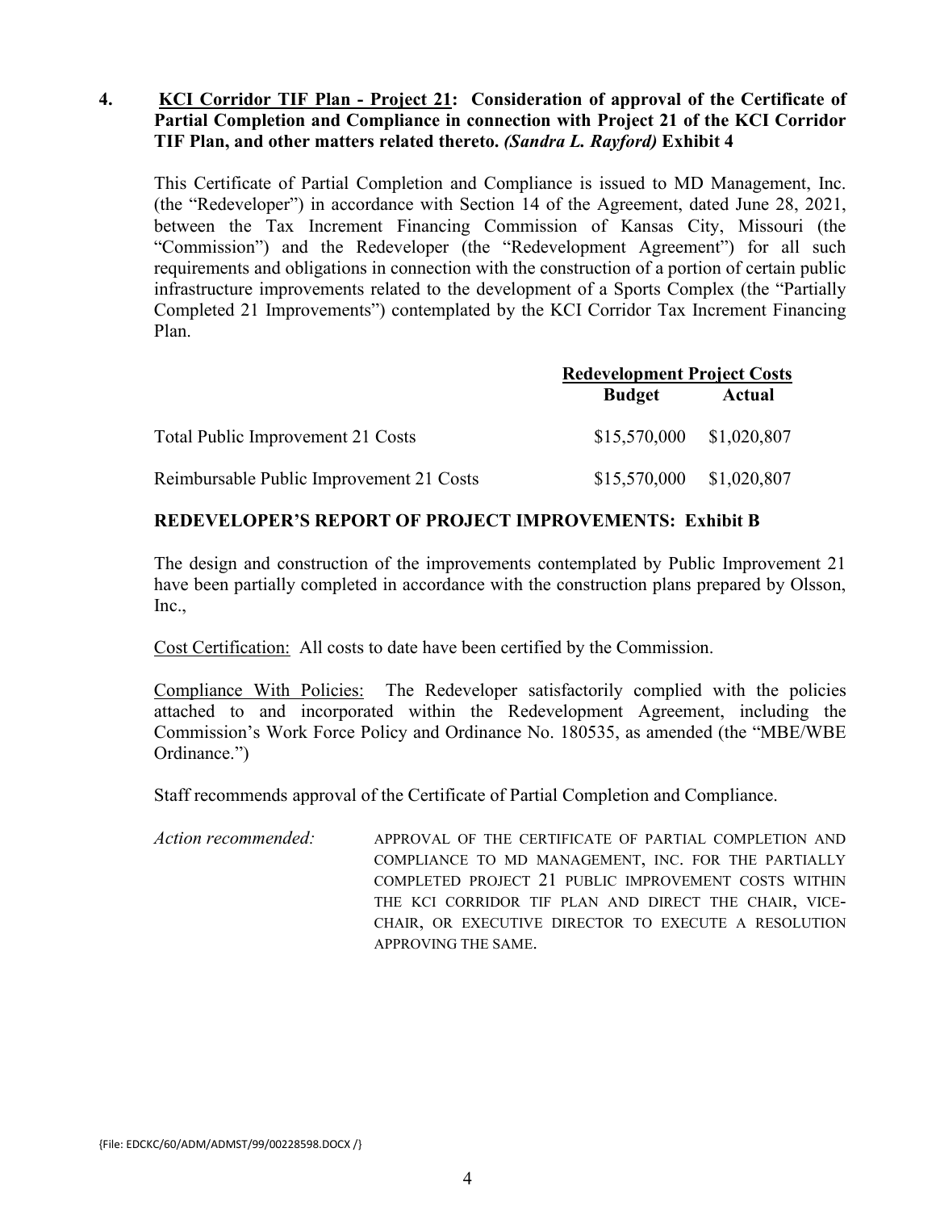**4. <u>KCI Corridor TIF Plan - Project 21</u>: Consideration of approval of the Certificate of Partial Completion and Compliance in connection with Project 21 of the KCI Corridor TIF Plan, and other matters related thereto. *(Sandra L. Rayford)* Exhibit 4**

This Certificate of Partial Completion and Compliance is issued to MD Management, Inc. (the "Redeveloper") in accordance with Section 14 of the Agreement, dated June 28, 2021, between the Tax Increment Financing Commission of Kansas City, Missouri (the "Commission") and the Redeveloper (the "Redevelopment Agreement") for all such requirements and obligations in connection with the construction of a portion of certain public infrastructure improvements related to the development of a Sports Complex (the "Partially Completed 21 Improvements") contemplated by the KCI Corridor Tax Increment Financing Plan.

| | Redevelopment Project Costs | |
|---|---|---|
| | **Budget** | **Actual** |
| Total Public Improvement 21 Costs | $15,570,000 | $1,020,807 |
| Reimbursable Public Improvement 21 Costs | $15,570,000 | $1,020,807 |

**REDEVELOPER'S REPORT OF PROJECT IMPROVEMENTS: Exhibit B**

The design and construction of the improvements contemplated by Public Improvement 21 have been partially completed in accordance with the construction plans prepared by Olsson, Inc.,

<u>Cost Certification:</u> All costs to date have been certified by the Commission.

<u>Compliance With Policies:</u> The Redeveloper satisfactorily complied with the policies attached to and incorporated within the Redevelopment Agreement, including the Commission's Work Force Policy and Ordinance No. 180535, as amended (the "MBE/WBE Ordinance.")

Staff recommends approval of the Certificate of Partial Completion and Compliance.

*Action recommended:* APPROVAL OF THE CERTIFICATE OF PARTIAL COMPLETION AND COMPLIANCE TO MD MANAGEMENT, INC. FOR THE PARTIALLY COMPLETED PROJECT 21 PUBLIC IMPROVEMENT COSTS WITHIN THE KCI CORRIDOR TIF PLAN AND DIRECT THE CHAIR, VICE-CHAIR, OR EXECUTIVE DIRECTOR TO EXECUTE A RESOLUTION APPROVING THE SAME.

{File: EDCKC/60/ADM/ADMST/99/00228598.DOCX /}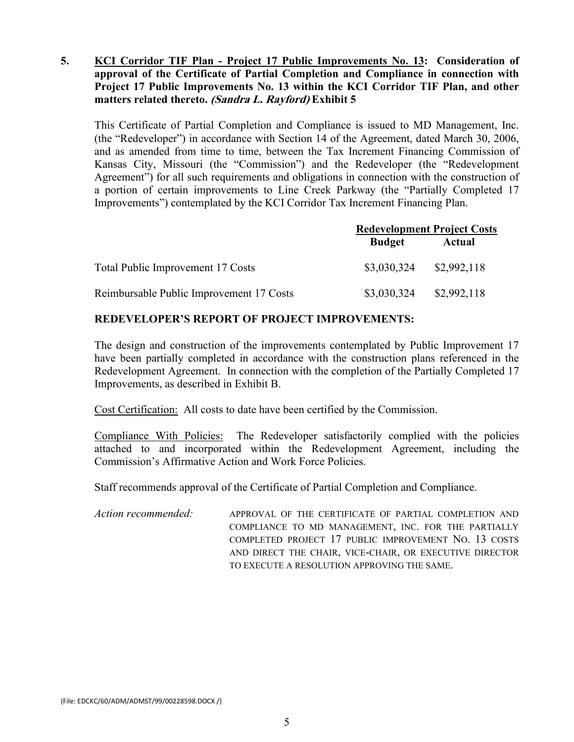**5. <u>KCI Corridor TIF Plan - Project 17 Public Improvements No. 13</u>: Consideration of approval of the Certificate of Partial Completion and Compliance in connection with Project 17 Public Improvements No. 13 within the KCI Corridor TIF Plan, and other matters related thereto. *(Sandra L. Rayford)* Exhibit 5**

This Certificate of Partial Completion and Compliance is issued to MD Management, Inc. (the "Redeveloper") in accordance with Section 14 of the Agreement, dated March 30, 2006, and as amended from time to time, between the Tax Increment Financing Commission of Kansas City, Missouri (the "Commission") and the Redeveloper (the "Redevelopment Agreement") for all such requirements and obligations in connection with the construction of a portion of certain improvements to Line Creek Parkway (the "Partially Completed 17 Improvements") contemplated by the KCI Corridor Tax Increment Financing Plan.

| | **Redevelopment Project Costs** | |
|---|---|---|
| | **Budget** | **Actual** |
| Total Public Improvement 17 Costs | $3,030,324 | $2,992,118 |
| Reimbursable Public Improvement 17 Costs | $3,030,324 | $2,992,118 |

**REDEVELOPER'S REPORT OF PROJECT IMPROVEMENTS:**

The design and construction of the improvements contemplated by Public Improvement 17 have been partially completed in accordance with the construction plans referenced in the Redevelopment Agreement. In connection with the completion of the Partially Completed 17 Improvements, as described in Exhibit B.

<u>Cost Certification:</u> All costs to date have been certified by the Commission.

<u>Compliance With Policies:</u> The Redeveloper satisfactorily complied with the policies attached to and incorporated within the Redevelopment Agreement, including the Commission's Affirmative Action and Work Force Policies.

Staff recommends approval of the Certificate of Partial Completion and Compliance.

*Action recommended:* APPROVAL OF THE CERTIFICATE OF PARTIAL COMPLETION AND COMPLIANCE TO MD MANAGEMENT, INC. FOR THE PARTIALLY COMPLETED PROJECT 17 PUBLIC IMPROVEMENT NO. 13 COSTS AND DIRECT THE CHAIR, VICE-CHAIR, OR EXECUTIVE DIRECTOR TO EXECUTE A RESOLUTION APPROVING THE SAME.

{File: EDCKC/60/ADM/ADMST/99/00228598.DOCX /}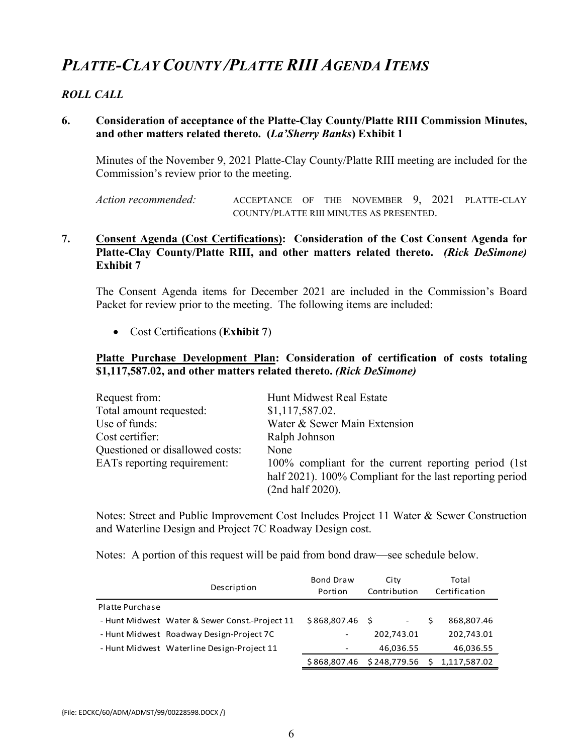# *PLATTE-CLAY COUNTY /PLATTE RIII AGENDA ITEMS*

### *ROLL CALL*

**6. Consideration of acceptance of the Platte-Clay County/Platte RIII Commission Minutes, and other matters related thereto. (*La'Sherry Banks*) Exhibit 1**

Minutes of the November 9, 2021 Platte-Clay County/Platte RIII meeting are included for the Commission's review prior to the meeting.

*Action recommended:* ACCEPTANCE OF THE NOVEMBER 9, 2021 PLATTE-CLAY COUNTY/PLATTE RIII MINUTES AS PRESENTED.

**7. <u>Consent Agenda (Cost Certifications)</u>: Consideration of the Cost Consent Agenda for Platte-Clay County/Platte RIII, and other matters related thereto. *(Rick DeSimone)* Exhibit 7**

The Consent Agenda items for December 2021 are included in the Commission's Board Packet for review prior to the meeting. The following items are included:

- Cost Certifications (**Exhibit 7**)

**<u>Platte Purchase Development Plan</u>: Consideration of certification of costs totaling $1,117,587.02, and other matters related thereto. *(Rick DeSimone)***

| | |
|---|---|
| Request from: | Hunt Midwest Real Estate |
| Total amount requested: | $1,117,587.02. |
| Use of funds: | Water & Sewer Main Extension |
| Cost certifier: | Ralph Johnson |
| Questioned or disallowed costs: | None |
| EATs reporting requirement: | 100% compliant for the current reporting period (1st half 2021). 100% Compliant for the last reporting period (2nd half 2020). |

Notes: Street and Public Improvement Cost Includes Project 11 Water & Sewer Construction and Waterline Design and Project 7C Roadway Design cost.

Notes: A portion of this request will be paid from bond draw—see schedule below.

| Description | Bond Draw Portion | City Contribution | Total Certification |
|---|---|---|---|
| Platte Purchase | | | |
| - Hunt Midwest Water & Sewer Const.-Project 11 | $868,807.46 | $ - | $ 868,807.46 |
| - Hunt Midwest Roadway Design-Project 7C | - | 202,743.01 | 202,743.01 |
| - Hunt Midwest Waterline Design-Project 11 | - | 46,036.55 | 46,036.55 |
| | $868,807.46 | $248,779.56 | $ 1,117,587.02 |

{File: EDCKC/60/ADM/ADMST/99/00228598.DOCX /}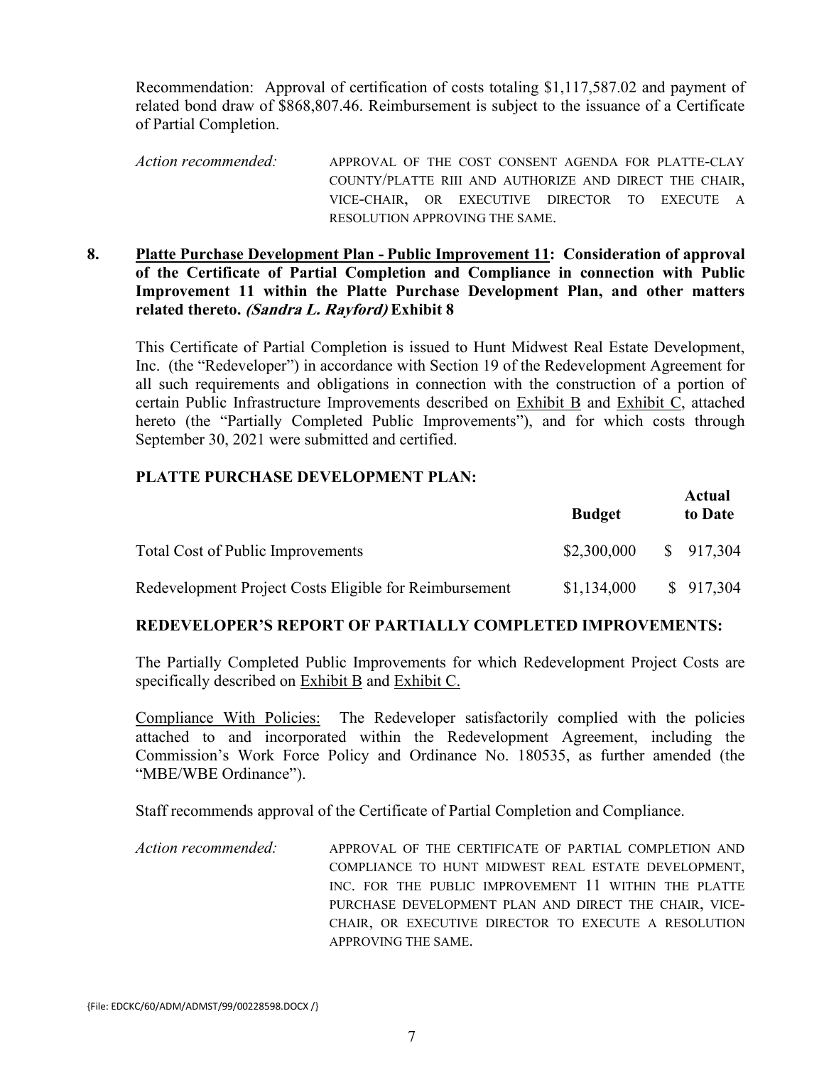Recommendation: Approval of certification of costs totaling $1,117,587.02 and payment of related bond draw of $868,807.46. Reimbursement is subject to the issuance of a Certificate of Partial Completion.

*Action recommended:* APPROVAL OF THE COST CONSENT AGENDA FOR PLATTE-CLAY COUNTY/PLATTE RIII AND AUTHORIZE AND DIRECT THE CHAIR, VICE-CHAIR, OR EXECUTIVE DIRECTOR TO EXECUTE A RESOLUTION APPROVING THE SAME.

**8. Platte Purchase Development Plan - Public Improvement 11: Consideration of approval of the Certificate of Partial Completion and Compliance in connection with Public Improvement 11 within the Platte Purchase Development Plan, and other matters related thereto. *(Sandra L. Rayford)* Exhibit 8**

This Certificate of Partial Completion is issued to Hunt Midwest Real Estate Development, Inc. (the "Redeveloper") in accordance with Section 19 of the Redevelopment Agreement for all such requirements and obligations in connection with the construction of a portion of certain Public Infrastructure Improvements described on Exhibit B and Exhibit C, attached hereto (the "Partially Completed Public Improvements"), and for which costs through September 30, 2021 were submitted and certified.

**PLATTE PURCHASE DEVELOPMENT PLAN:**

| | **Budget** | **Actual to Date** |
|---|---|---|
| Total Cost of Public Improvements | $2,300,000 | $ 917,304 |
| Redevelopment Project Costs Eligible for Reimbursement | $1,134,000 | $ 917,304 |

**REDEVELOPER'S REPORT OF PARTIALLY COMPLETED IMPROVEMENTS:**

The Partially Completed Public Improvements for which Redevelopment Project Costs are specifically described on Exhibit B and Exhibit C.

Compliance With Policies: The Redeveloper satisfactorily complied with the policies attached to and incorporated within the Redevelopment Agreement, including the Commission's Work Force Policy and Ordinance No. 180535, as further amended (the "MBE/WBE Ordinance").

Staff recommends approval of the Certificate of Partial Completion and Compliance.

*Action recommended:* APPROVAL OF THE CERTIFICATE OF PARTIAL COMPLETION AND COMPLIANCE TO HUNT MIDWEST REAL ESTATE DEVELOPMENT, INC. FOR THE PUBLIC IMPROVEMENT 11 WITHIN THE PLATTE PURCHASE DEVELOPMENT PLAN AND DIRECT THE CHAIR, VICE-CHAIR, OR EXECUTIVE DIRECTOR TO EXECUTE A RESOLUTION APPROVING THE SAME.

{File: EDCKC/60/ADM/ADMST/99/00228598.DOCX /}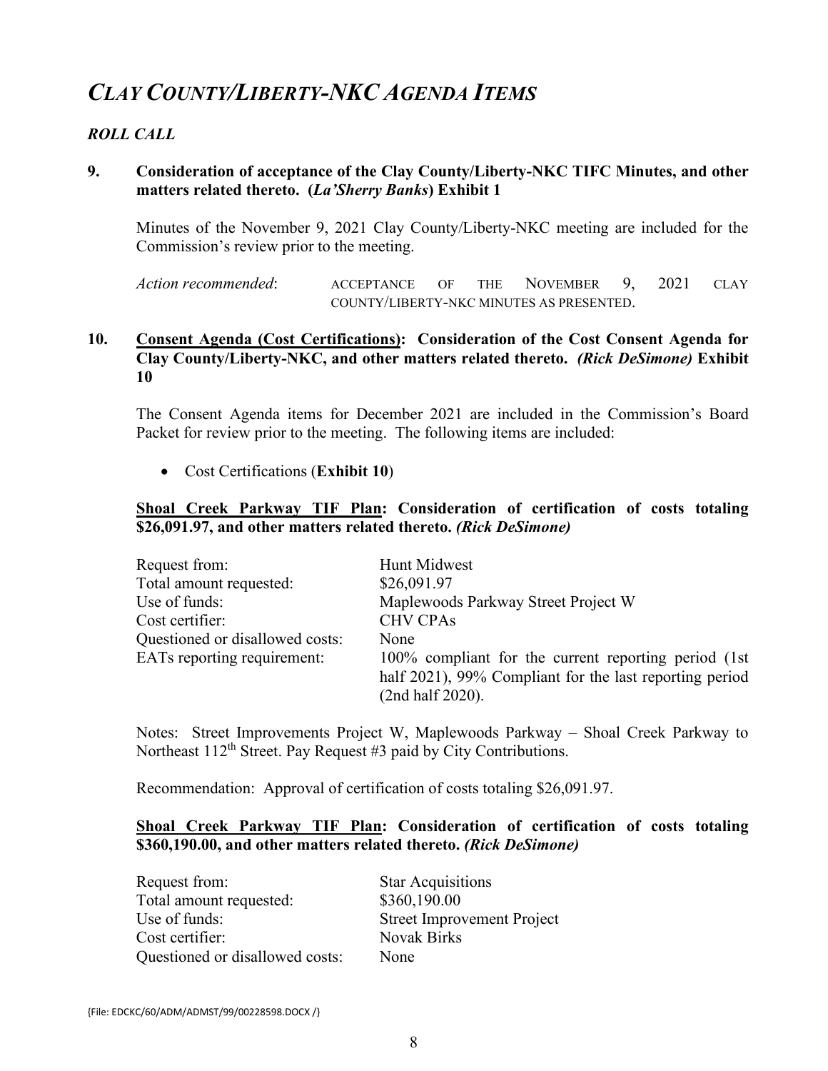# *CLAY COUNTY/LIBERTY-NKC AGENDA ITEMS*

### *ROLL CALL*

**9. Consideration of acceptance of the Clay County/Liberty-NKC TIFC Minutes, and other matters related thereto. (*La'Sherry Banks*) Exhibit 1**

Minutes of the November 9, 2021 Clay County/Liberty-NKC meeting are included for the Commission's review prior to the meeting.

*Action recommended*: ACCEPTANCE OF THE NOVEMBER 9, 2021 CLAY COUNTY/LIBERTY-NKC MINUTES AS PRESENTED.

**10. <u>Consent Agenda (Cost Certifications)</u>: Consideration of the Cost Consent Agenda for Clay County/Liberty-NKC, and other matters related thereto. *(Rick DeSimone)* Exhibit 10**

The Consent Agenda items for December 2021 are included in the Commission's Board Packet for review prior to the meeting. The following items are included:

- Cost Certifications (**Exhibit 10**)

**<u>Shoal Creek Parkway TIF Plan</u>: Consideration of certification of costs totaling \$26,091.97, and other matters related thereto. *(Rick DeSimone)***

| | |
|---|---|
| Request from: | Hunt Midwest |
| Total amount requested: | \$26,091.97 |
| Use of funds: | Maplewoods Parkway Street Project W |
| Cost certifier: | CHV CPAs |
| Questioned or disallowed costs: | None |
| EATs reporting requirement: | 100% compliant for the current reporting period (1st half 2021), 99% Compliant for the last reporting period (2nd half 2020). |

Notes: Street Improvements Project W, Maplewoods Parkway – Shoal Creek Parkway to Northeast 112th Street. Pay Request #3 paid by City Contributions.

Recommendation: Approval of certification of costs totaling \$26,091.97.

**<u>Shoal Creek Parkway TIF Plan</u>: Consideration of certification of costs totaling \$360,190.00, and other matters related thereto. *(Rick DeSimone)***

| | |
|---|---|
| Request from: | Star Acquisitions |
| Total amount requested: | \$360,190.00 |
| Use of funds: | Street Improvement Project |
| Cost certifier: | Novak Birks |
| Questioned or disallowed costs: | None |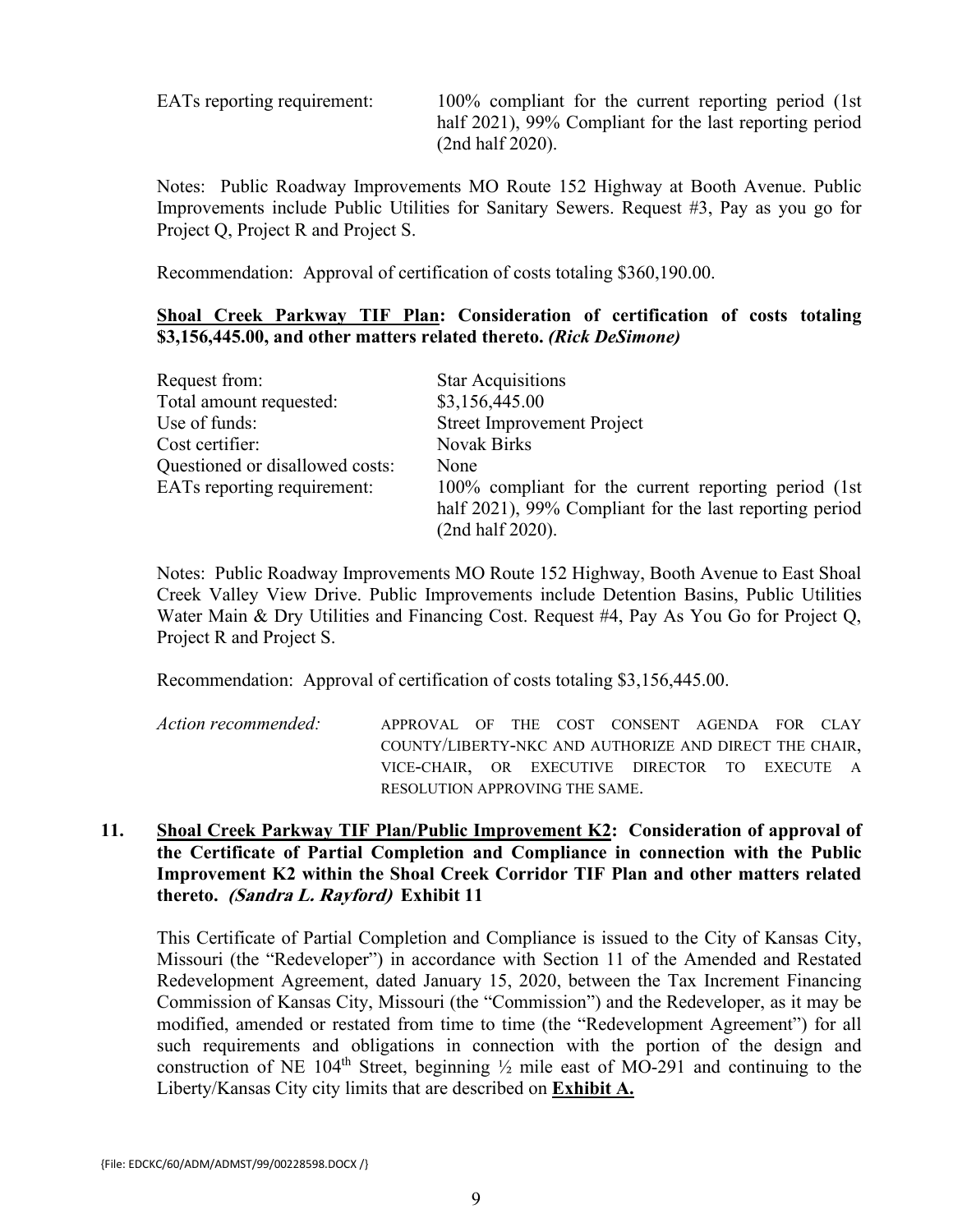| | |
|---|---|
| EATs reporting requirement: | 100% compliant for the current reporting period (1st half 2021), 99% Compliant for the last reporting period (2nd half 2020). |

Notes: Public Roadway Improvements MO Route 152 Highway at Booth Avenue. Public Improvements include Public Utilities for Sanitary Sewers. Request #3, Pay as you go for Project Q, Project R and Project S.

Recommendation: Approval of certification of costs totaling $360,190.00.

**Shoal Creek Parkway TIF Plan: Consideration of certification of costs totaling $3,156,445.00, and other matters related thereto.** ***(Rick DeSimone)***

| | |
|---|---|
| Request from: | Star Acquisitions |
| Total amount requested: | $3,156,445.00 |
| Use of funds: | Street Improvement Project |
| Cost certifier: | Novak Birks |
| Questioned or disallowed costs: | None |
| EATs reporting requirement: | 100% compliant for the current reporting period (1st half 2021), 99% Compliant for the last reporting period (2nd half 2020). |

Notes: Public Roadway Improvements MO Route 152 Highway, Booth Avenue to East Shoal Creek Valley View Drive. Public Improvements include Detention Basins, Public Utilities Water Main & Dry Utilities and Financing Cost. Request #4, Pay As You Go for Project Q, Project R and Project S.

Recommendation: Approval of certification of costs totaling $3,156,445.00.

*Action recommended:* APPROVAL OF THE COST CONSENT AGENDA FOR CLAY COUNTY/LIBERTY-NKC AND AUTHORIZE AND DIRECT THE CHAIR, VICE-CHAIR, OR EXECUTIVE DIRECTOR TO EXECUTE A RESOLUTION APPROVING THE SAME.

**11. Shoal Creek Parkway TIF Plan/Public Improvement K2: Consideration of approval of the Certificate of Partial Completion and Compliance in connection with the Public Improvement K2 within the Shoal Creek Corridor TIF Plan and other matters related thereto.** ***(Sandra L. Rayford)*** **Exhibit 11**

This Certificate of Partial Completion and Compliance is issued to the City of Kansas City, Missouri (the "Redeveloper") in accordance with Section 11 of the Amended and Restated Redevelopment Agreement, dated January 15, 2020, between the Tax Increment Financing Commission of Kansas City, Missouri (the "Commission") and the Redeveloper, as it may be modified, amended or restated from time to time (the "Redevelopment Agreement") for all such requirements and obligations in connection with the portion of the design and construction of NE 104th Street, beginning ½ mile east of MO-291 and continuing to the Liberty/Kansas City city limits that are described on **Exhibit A.**

{File: EDCKC/60/ADM/ADMST/99/00228598.DOCX /}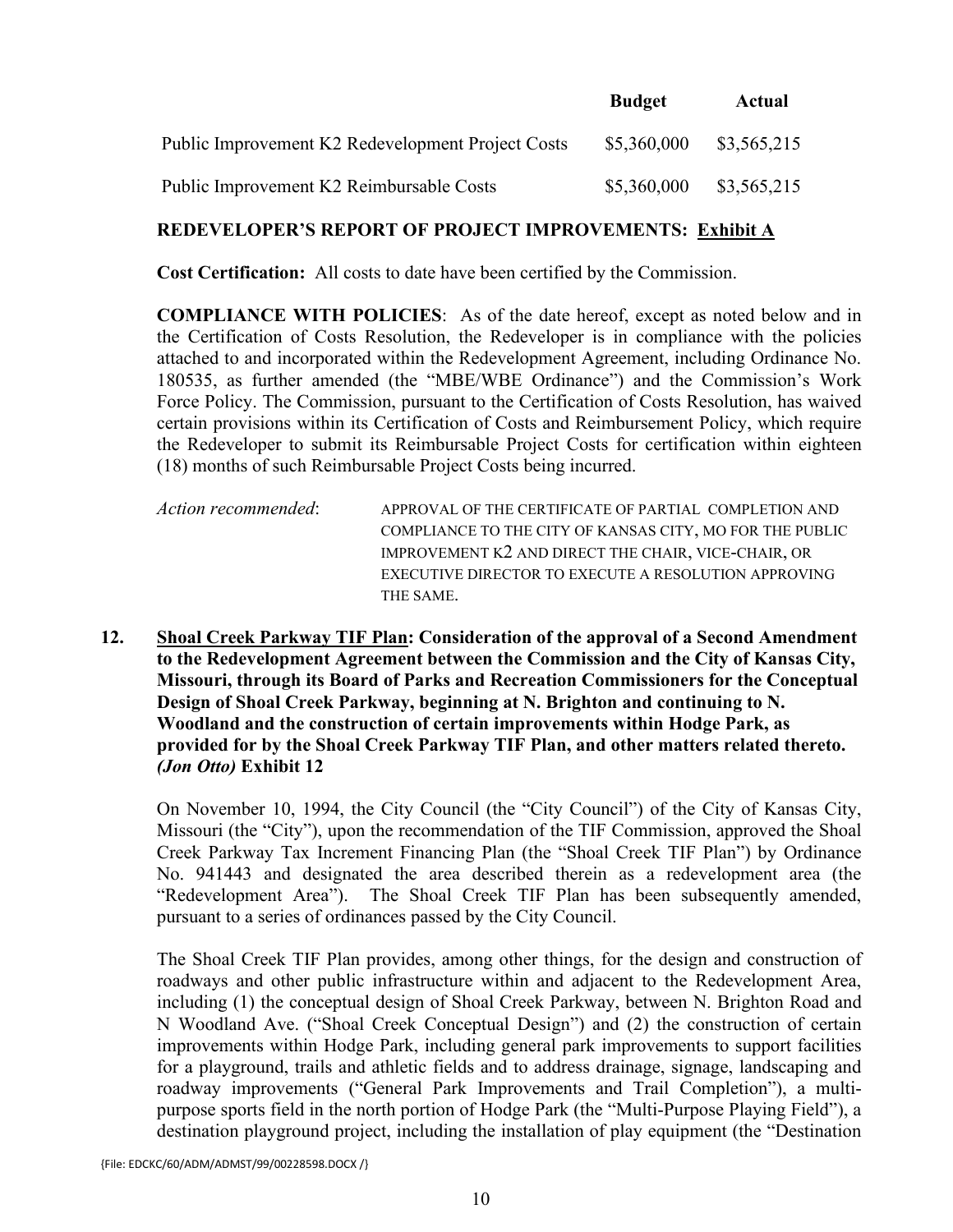| | Budget | Actual |
|---|---|---|
| Public Improvement K2 Redevelopment Project Costs | $5,360,000 | $3,565,215 |
| Public Improvement K2 Reimbursable Costs | $5,360,000 | $3,565,215 |

**REDEVELOPER'S REPORT OF PROJECT IMPROVEMENTS: <u>Exhibit A</u>**

**Cost Certification:** All costs to date have been certified by the Commission.

**COMPLIANCE WITH POLICIES**: As of the date hereof, except as noted below and in the Certification of Costs Resolution, the Redeveloper is in compliance with the policies attached to and incorporated within the Redevelopment Agreement, including Ordinance No. 180535, as further amended (the "MBE/WBE Ordinance") and the Commission's Work Force Policy. The Commission, pursuant to the Certification of Costs Resolution, has waived certain provisions within its Certification of Costs and Reimbursement Policy, which require the Redeveloper to submit its Reimbursable Project Costs for certification within eighteen (18) months of such Reimbursable Project Costs being incurred.

*Action recommended*: APPROVAL OF THE CERTIFICATE OF PARTIAL COMPLETION AND COMPLIANCE TO THE CITY OF KANSAS CITY, MO FOR THE PUBLIC IMPROVEMENT K2 AND DIRECT THE CHAIR, VICE-CHAIR, OR EXECUTIVE DIRECTOR TO EXECUTE A RESOLUTION APPROVING THE SAME.

**12. <u>Shoal Creek Parkway TIF Plan</u>: Consideration of the approval of a Second Amendment to the Redevelopment Agreement between the Commission and the City of Kansas City, Missouri, through its Board of Parks and Recreation Commissioners for the Conceptual Design of Shoal Creek Parkway, beginning at N. Brighton and continuing to N. Woodland and the construction of certain improvements within Hodge Park, as provided for by the Shoal Creek Parkway TIF Plan, and other matters related thereto. *(Jon Otto)* Exhibit 12**

On November 10, 1994, the City Council (the "City Council") of the City of Kansas City, Missouri (the "City"), upon the recommendation of the TIF Commission, approved the Shoal Creek Parkway Tax Increment Financing Plan (the "Shoal Creek TIF Plan") by Ordinance No. 941443 and designated the area described therein as a redevelopment area (the "Redevelopment Area"). The Shoal Creek TIF Plan has been subsequently amended, pursuant to a series of ordinances passed by the City Council.

The Shoal Creek TIF Plan provides, among other things, for the design and construction of roadways and other public infrastructure within and adjacent to the Redevelopment Area, including (1) the conceptual design of Shoal Creek Parkway, between N. Brighton Road and N Woodland Ave. ("Shoal Creek Conceptual Design") and (2) the construction of certain improvements within Hodge Park, including general park improvements to support facilities for a playground, trails and athletic fields and to address drainage, signage, landscaping and roadway improvements ("General Park Improvements and Trail Completion"), a multi-purpose sports field in the north portion of Hodge Park (the "Multi-Purpose Playing Field"), a destination playground project, including the installation of play equipment (the "Destination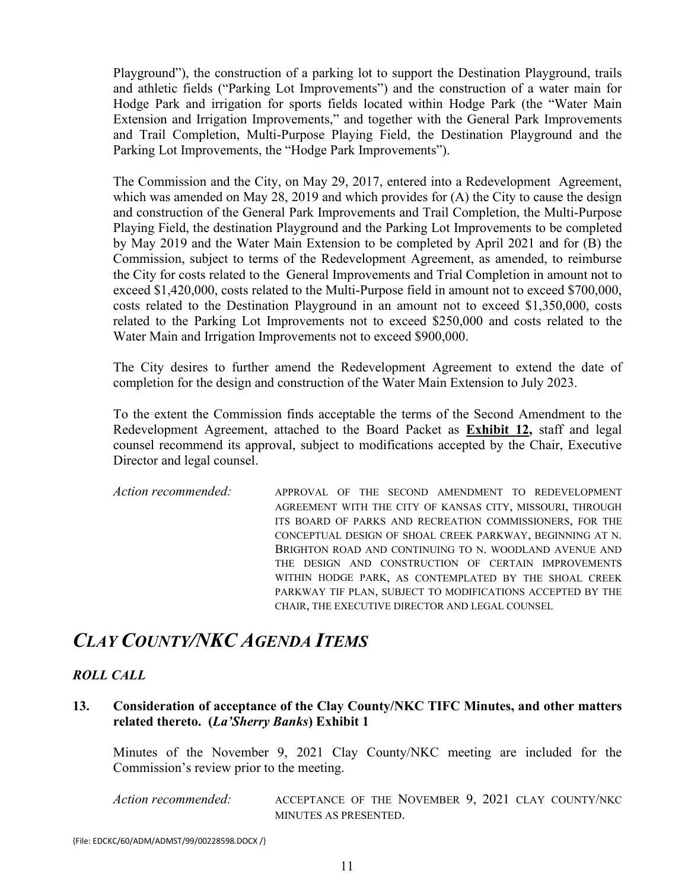Playground"), the construction of a parking lot to support the Destination Playground, trails and athletic fields ("Parking Lot Improvements") and the construction of a water main for Hodge Park and irrigation for sports fields located within Hodge Park (the "Water Main Extension and Irrigation Improvements," and together with the General Park Improvements and Trail Completion, Multi-Purpose Playing Field, the Destination Playground and the Parking Lot Improvements, the "Hodge Park Improvements").

The Commission and the City, on May 29, 2017, entered into a Redevelopment Agreement, which was amended on May 28, 2019 and which provides for (A) the City to cause the design and construction of the General Park Improvements and Trail Completion, the Multi-Purpose Playing Field, the destination Playground and the Parking Lot Improvements to be completed by May 2019 and the Water Main Extension to be completed by April 2021 and for (B) the Commission, subject to terms of the Redevelopment Agreement, as amended, to reimburse the City for costs related to the General Improvements and Trial Completion in amount not to exceed $1,420,000, costs related to the Multi-Purpose field in amount not to exceed $700,000, costs related to the Destination Playground in an amount not to exceed $1,350,000, costs related to the Parking Lot Improvements not to exceed $250,000 and costs related to the Water Main and Irrigation Improvements not to exceed $900,000.

The City desires to further amend the Redevelopment Agreement to extend the date of completion for the design and construction of the Water Main Extension to July 2023.

To the extent the Commission finds acceptable the terms of the Second Amendment to the Redevelopment Agreement, attached to the Board Packet as **Exhibit 12,** staff and legal counsel recommend its approval, subject to modifications accepted by the Chair, Executive Director and legal counsel.

*Action recommended:* APPROVAL OF THE SECOND AMENDMENT TO REDEVELOPMENT AGREEMENT WITH THE CITY OF KANSAS CITY, MISSOURI, THROUGH ITS BOARD OF PARKS AND RECREATION COMMISSIONERS, FOR THE CONCEPTUAL DESIGN OF SHOAL CREEK PARKWAY, BEGINNING AT N. BRIGHTON ROAD AND CONTINUING TO N. WOODLAND AVENUE AND THE DESIGN AND CONSTRUCTION OF CERTAIN IMPROVEMENTS WITHIN HODGE PARK, AS CONTEMPLATED BY THE SHOAL CREEK PARKWAY TIF PLAN, SUBJECT TO MODIFICATIONS ACCEPTED BY THE CHAIR, THE EXECUTIVE DIRECTOR AND LEGAL COUNSEL

## *CLAY COUNTY/NKC AGENDA ITEMS*

### *ROLL CALL*

**13. Consideration of acceptance of the Clay County/NKC TIFC Minutes, and other matters related thereto. (*La'Sherry Banks*) Exhibit 1**

Minutes of the November 9, 2021 Clay County/NKC meeting are included for the Commission's review prior to the meeting.

*Action recommended:* ACCEPTANCE OF THE NOVEMBER 9, 2021 CLAY COUNTY/NKC MINUTES AS PRESENTED.

{File: EDCKC/60/ADM/ADMST/99/00228598.DOCX /}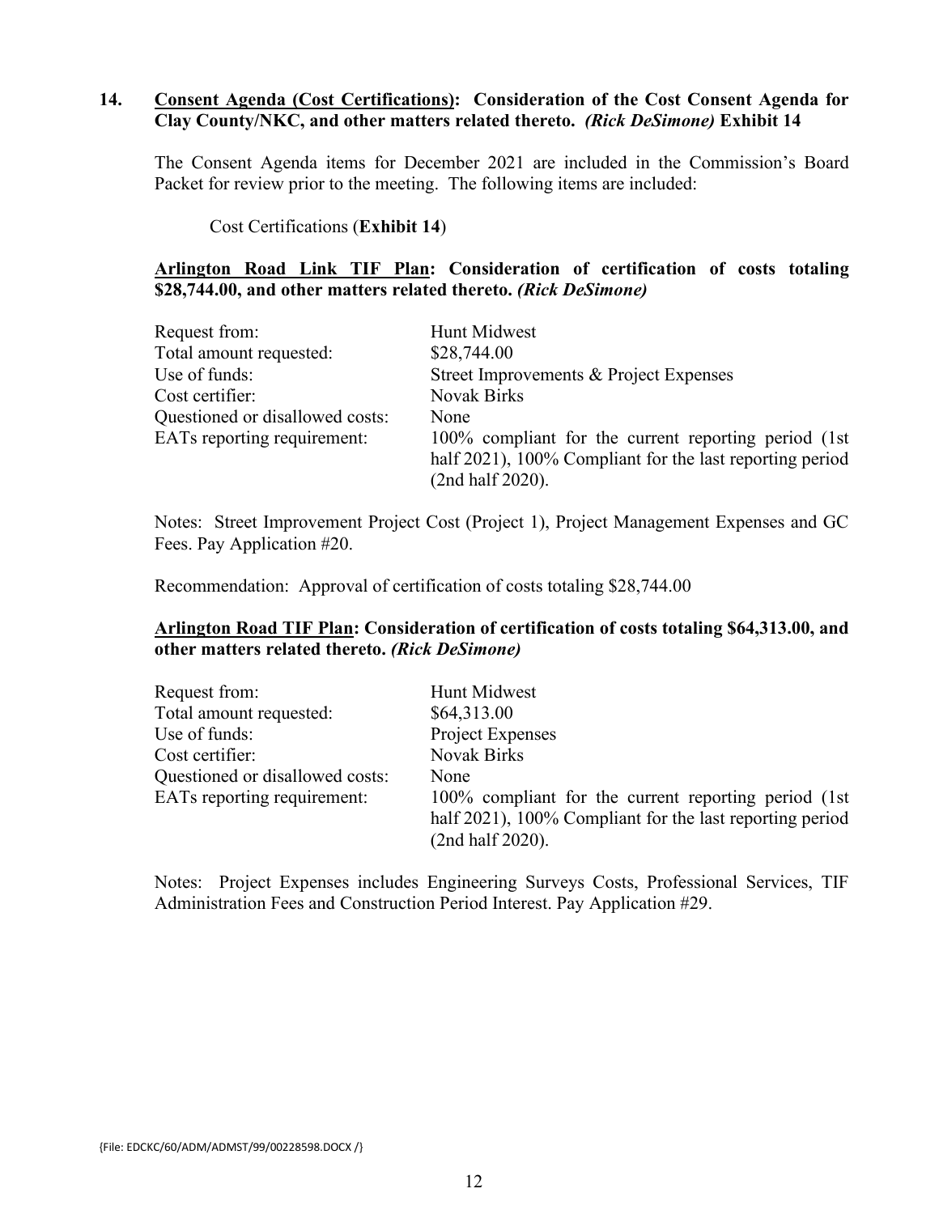**14. <u>Consent Agenda (Cost Certifications)</u>: Consideration of the Cost Consent Agenda for Clay County/NKC, and other matters related thereto.** ***(Rick DeSimone)*** **Exhibit 14**

The Consent Agenda items for December 2021 are included in the Commission's Board Packet for review prior to the meeting. The following items are included:

Cost Certifications (**Exhibit 14**)

**<u>Arlington Road Link TIF Plan</u>: Consideration of certification of costs totaling $28,744.00, and other matters related thereto.** ***(Rick DeSimone)***

| | |
|---|---|
| Request from: | Hunt Midwest |
| Total amount requested: | $28,744.00 |
| Use of funds: | Street Improvements & Project Expenses |
| Cost certifier: | Novak Birks |
| Questioned or disallowed costs: | None |
| EATs reporting requirement: | 100% compliant for the current reporting period (1st half 2021), 100% Compliant for the last reporting period (2nd half 2020). |

Notes: Street Improvement Project Cost (Project 1), Project Management Expenses and GC Fees. Pay Application #20.

Recommendation: Approval of certification of costs totaling $28,744.00

**<u>Arlington Road TIF Plan</u>: Consideration of certification of costs totaling $64,313.00, and other matters related thereto.** ***(Rick DeSimone)***

| | |
|---|---|
| Request from: | Hunt Midwest |
| Total amount requested: | $64,313.00 |
| Use of funds: | Project Expenses |
| Cost certifier: | Novak Birks |
| Questioned or disallowed costs: | None |
| EATs reporting requirement: | 100% compliant for the current reporting period (1st half 2021), 100% Compliant for the last reporting period (2nd half 2020). |

Notes: Project Expenses includes Engineering Surveys Costs, Professional Services, TIF Administration Fees and Construction Period Interest. Pay Application #29.

{File: EDCKC/60/ADM/ADMST/99/00228598.DOCX /}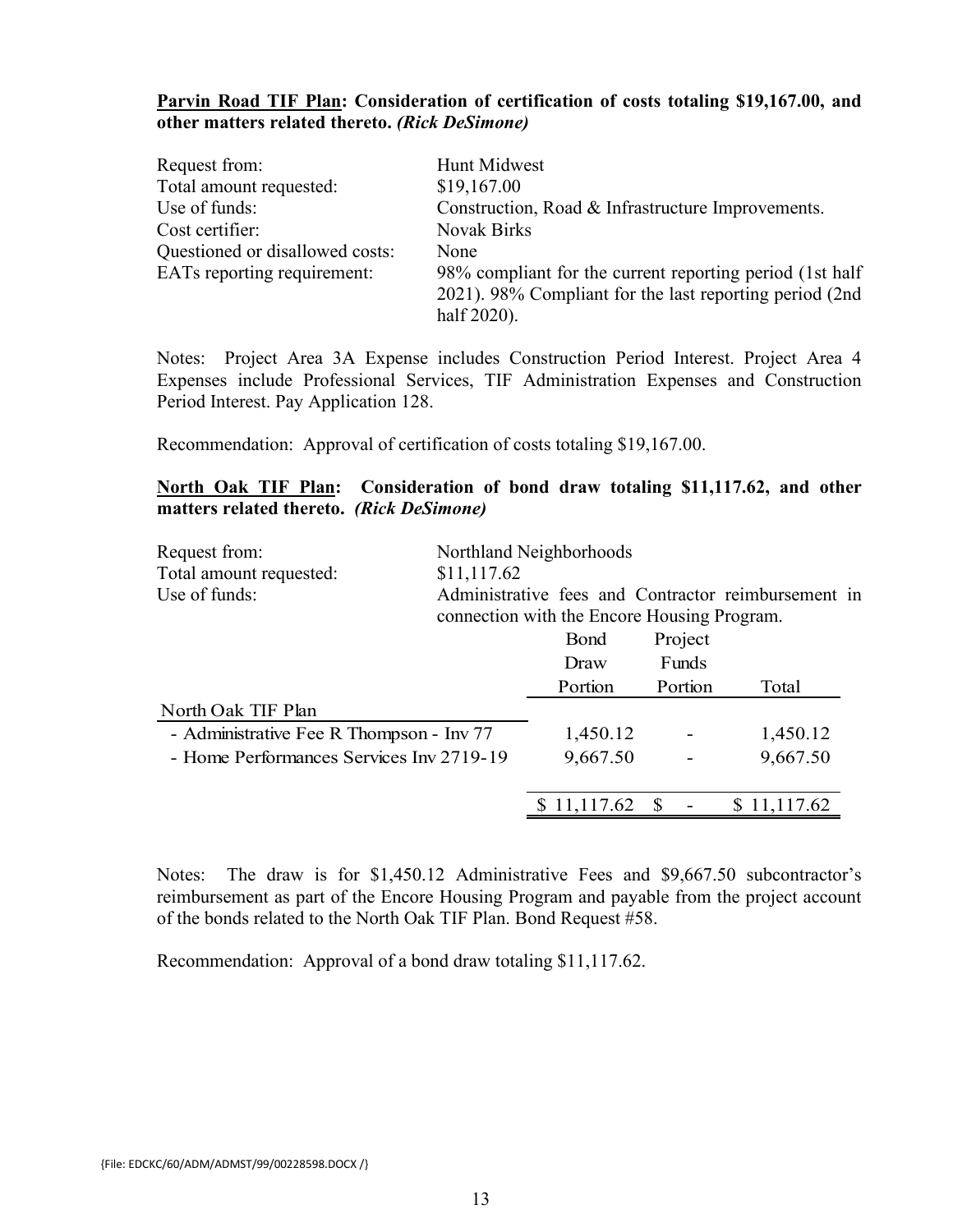**Parvin Road TIF Plan: Consideration of certification of costs totaling $19,167.00, and other matters related thereto.** ***(Rick DeSimone)***

| | |
|---|---|
| Request from: | Hunt Midwest |
| Total amount requested: | $19,167.00 |
| Use of funds: | Construction, Road & Infrastructure Improvements. |
| Cost certifier: | Novak Birks |
| Questioned or disallowed costs: | None |
| EATs reporting requirement: | 98% compliant for the current reporting period (1st half 2021). 98% Compliant for the last reporting period (2nd half 2020). |

Notes: Project Area 3A Expense includes Construction Period Interest. Project Area 4 Expenses include Professional Services, TIF Administration Expenses and Construction Period Interest. Pay Application 128.

Recommendation: Approval of certification of costs totaling $19,167.00.

**North Oak TIF Plan: Consideration of bond draw totaling $11,117.62, and other matters related thereto.** ***(Rick DeSimone)***

| | |
|---|---|
| Request from: | Northland Neighborhoods |
| Total amount requested: | $11,117.62 |
| Use of funds: | Administrative fees and Contractor reimbursement in connection with the Encore Housing Program. |

| | Bond Draw Portion | Project Funds Portion | Total |
|---|---|---|---|
| North Oak TIF Plan | | | |
| - Administrative Fee R Thompson - Inv 77 | 1,450.12 | - | 1,450.12 |
| - Home Performances Services Inv 2719-19 | 9,667.50 | - | 9,667.50 |
| | $ 11,117.62 | $ - | $ 11,117.62 |

Notes: The draw is for $1,450.12 Administrative Fees and $9,667.50 subcontractor's reimbursement as part of the Encore Housing Program and payable from the project account of the bonds related to the North Oak TIF Plan. Bond Request #58.

Recommendation: Approval of a bond draw totaling $11,117.62.

{File: EDCKC/60/ADM/ADMST/99/00228598.DOCX /}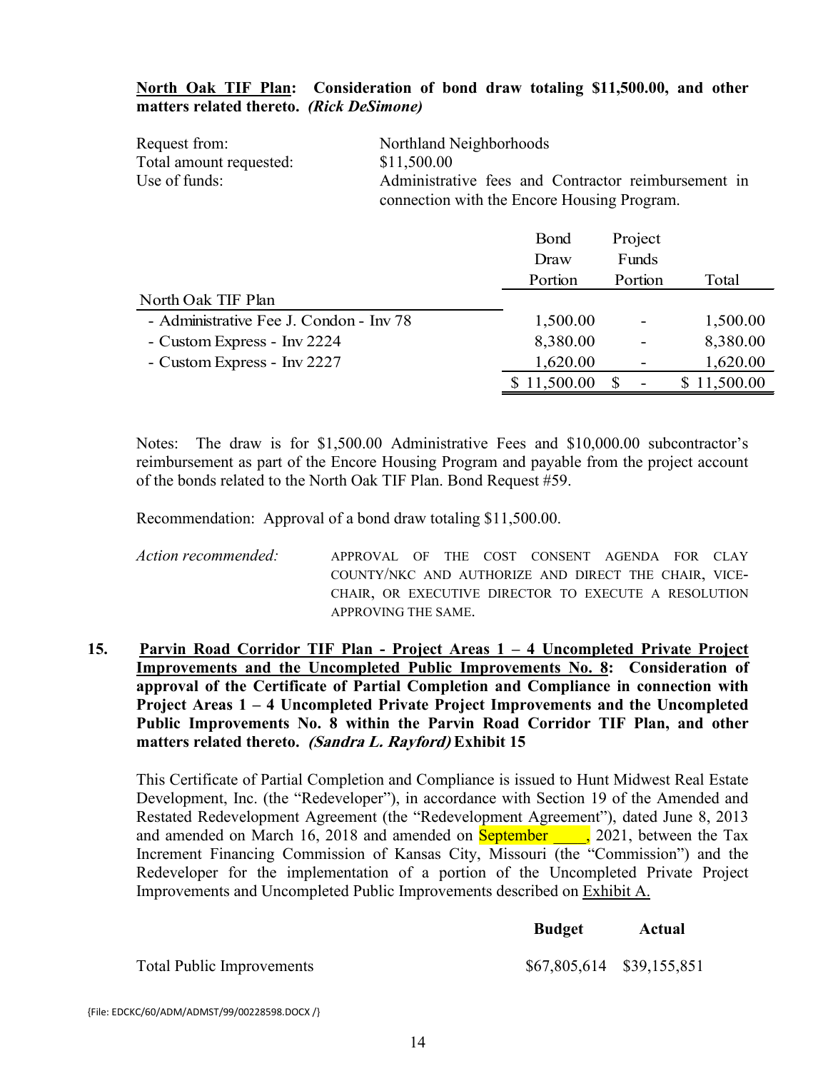**<u>North Oak TIF Plan</u>: Consideration of bond draw totaling \$11,500.00, and other matters related thereto. *(Rick DeSimone)***

| | |
|---|---|
| Request from: | Northland Neighborhoods |
| Total amount requested: | \$11,500.00 |
| Use of funds: | Administrative fees and Contractor reimbursement in connection with the Encore Housing Program. |

| | Bond Draw Portion | Project Funds Portion | Total |
|---|---|---|---|
| North Oak TIF Plan | | | |
| - Administrative Fee J. Condon - Inv 78 | 1,500.00 | - | 1,500.00 |
| - Custom Express - Inv 2224 | 8,380.00 | - | 8,380.00 |
| - Custom Express - Inv 2227 | 1,620.00 | - | 1,620.00 |
| | \$ 11,500.00 | \$ - | \$ 11,500.00 |

Notes: The draw is for \$1,500.00 Administrative Fees and \$10,000.00 subcontractor's reimbursement as part of the Encore Housing Program and payable from the project account of the bonds related to the North Oak TIF Plan. Bond Request #59.

Recommendation: Approval of a bond draw totaling \$11,500.00.

*Action recommended:* APPROVAL OF THE COST CONSENT AGENDA FOR CLAY COUNTY/NKC AND AUTHORIZE AND DIRECT THE CHAIR, VICE-CHAIR, OR EXECUTIVE DIRECTOR TO EXECUTE A RESOLUTION APPROVING THE SAME.

**15. <u>Parvin Road Corridor TIF Plan - Project Areas 1 – 4 Uncompleted Private Project Improvements and the Uncompleted Public Improvements No. 8</u>: Consideration of approval of the Certificate of Partial Completion and Compliance in connection with Project Areas 1 – 4 Uncompleted Private Project Improvements and the Uncompleted Public Improvements No. 8 within the Parvin Road Corridor TIF Plan, and other matters related thereto. *(Sandra L. Rayford)* Exhibit 15**

This Certificate of Partial Completion and Compliance is issued to Hunt Midwest Real Estate Development, Inc. (the "Redeveloper"), in accordance with Section 19 of the Amended and Restated Redevelopment Agreement (the "Redevelopment Agreement"), dated June 8, 2013 and amended on March 16, 2018 and amended on September \_\_\_\_, 2021, between the Tax Increment Financing Commission of Kansas City, Missouri (the "Commission") and the Redeveloper for the implementation of a portion of the Uncompleted Private Project Improvements and Uncompleted Public Improvements described on <u>Exhibit A.</u>

| | **Budget** | **Actual** |
|---|---|---|
| Total Public Improvements | \$67,805,614 | \$39,155,851 |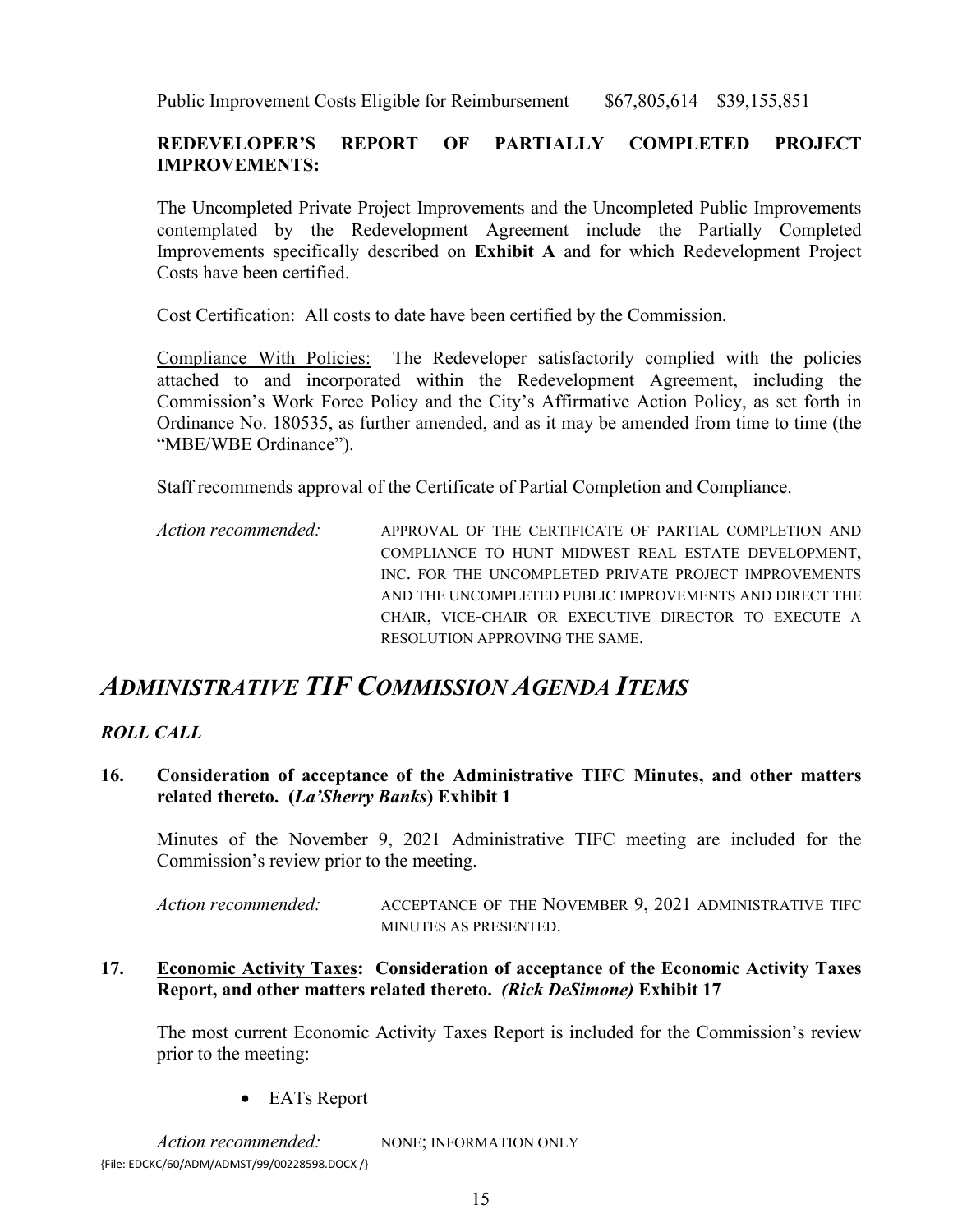Public Improvement Costs Eligible for Reimbursement $67,805,614 $39,155,851

**REDEVELOPER'S REPORT OF PARTIALLY COMPLETED PROJECT IMPROVEMENTS:**

The Uncompleted Private Project Improvements and the Uncompleted Public Improvements contemplated by the Redevelopment Agreement include the Partially Completed Improvements specifically described on **Exhibit A** and for which Redevelopment Project Costs have been certified.

Cost Certification: All costs to date have been certified by the Commission.

Compliance With Policies: The Redeveloper satisfactorily complied with the policies attached to and incorporated within the Redevelopment Agreement, including the Commission's Work Force Policy and the City's Affirmative Action Policy, as set forth in Ordinance No. 180535, as further amended, and as it may be amended from time to time (the "MBE/WBE Ordinance").

Staff recommends approval of the Certificate of Partial Completion and Compliance.

*Action recommended:* APPROVAL OF THE CERTIFICATE OF PARTIAL COMPLETION AND COMPLIANCE TO HUNT MIDWEST REAL ESTATE DEVELOPMENT, INC. FOR THE UNCOMPLETED PRIVATE PROJECT IMPROVEMENTS AND THE UNCOMPLETED PUBLIC IMPROVEMENTS AND DIRECT THE CHAIR, VICE-CHAIR OR EXECUTIVE DIRECTOR TO EXECUTE A RESOLUTION APPROVING THE SAME.

# *ADMINISTRATIVE TIF COMMISSION AGENDA ITEMS*

## *ROLL CALL*

**16. Consideration of acceptance of the Administrative TIFC Minutes, and other matters related thereto. (*La'Sherry Banks*) Exhibit 1**

Minutes of the November 9, 2021 Administrative TIFC meeting are included for the Commission's review prior to the meeting.

*Action recommended:* ACCEPTANCE OF THE NOVEMBER 9, 2021 ADMINISTRATIVE TIFC MINUTES AS PRESENTED.

**17. <u>Economic Activity Taxes</u>: Consideration of acceptance of the Economic Activity Taxes Report, and other matters related thereto. *(Rick DeSimone)* Exhibit 17**

The most current Economic Activity Taxes Report is included for the Commission's review prior to the meeting:

- EATs Report

*Action recommended:* NONE; INFORMATION ONLY

{File: EDCKC/60/ADM/ADMST/99/00228598.DOCX /}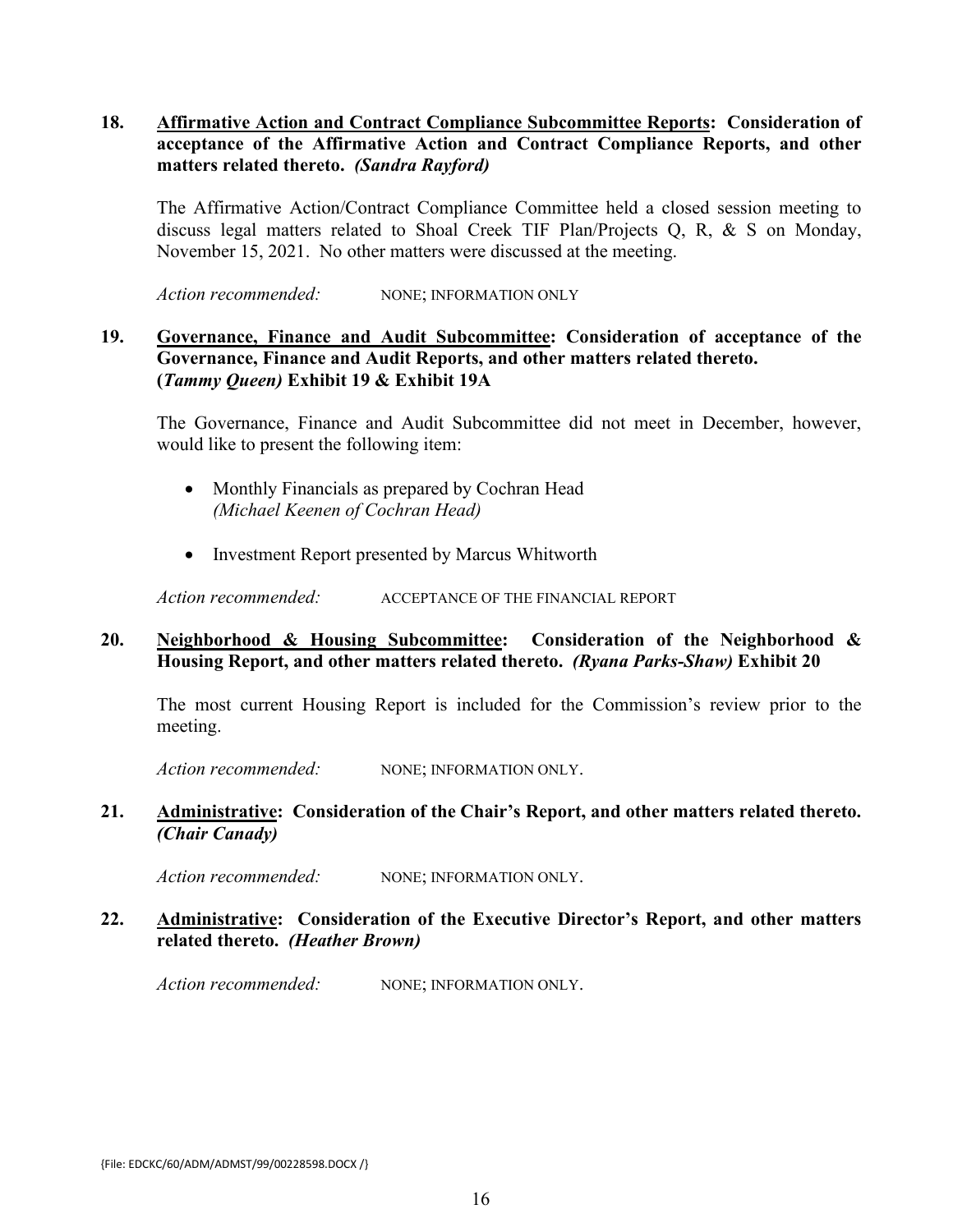**18. <u>Affirmative Action and Contract Compliance Subcommittee Reports</u>: Consideration of acceptance of the Affirmative Action and Contract Compliance Reports, and other matters related thereto. *(Sandra Rayford)***

The Affirmative Action/Contract Compliance Committee held a closed session meeting to discuss legal matters related to Shoal Creek TIF Plan/Projects Q, R, & S on Monday, November 15, 2021. No other matters were discussed at the meeting.

*Action recommended:* NONE; INFORMATION ONLY

**19. <u>Governance, Finance and Audit Subcommittee</u>: Consideration of acceptance of the Governance, Finance and Audit Reports, and other matters related thereto. (*Tammy Queen)* Exhibit 19 & Exhibit 19A**

The Governance, Finance and Audit Subcommittee did not meet in December, however, would like to present the following item:

- Monthly Financials as prepared by Cochran Head
  *(Michael Keenen of Cochran Head)*

- Investment Report presented by Marcus Whitworth

*Action recommended:* ACCEPTANCE OF THE FINANCIAL REPORT

**20. <u>Neighborhood & Housing Subcommittee</u>: Consideration of the Neighborhood & Housing Report, and other matters related thereto. *(Ryana Parks-Shaw)* Exhibit 20**

The most current Housing Report is included for the Commission's review prior to the meeting.

*Action recommended:* NONE; INFORMATION ONLY.

**21. <u>Administrative</u>: Consideration of the Chair's Report, and other matters related thereto. *(Chair Canady)***

*Action recommended:* NONE; INFORMATION ONLY.

**22. <u>Administrative</u>: Consideration of the Executive Director's Report, and other matters related thereto. *(Heather Brown)***

*Action recommended:* NONE; INFORMATION ONLY.

{File: EDCKC/60/ADM/ADMST/99/00228598.DOCX /}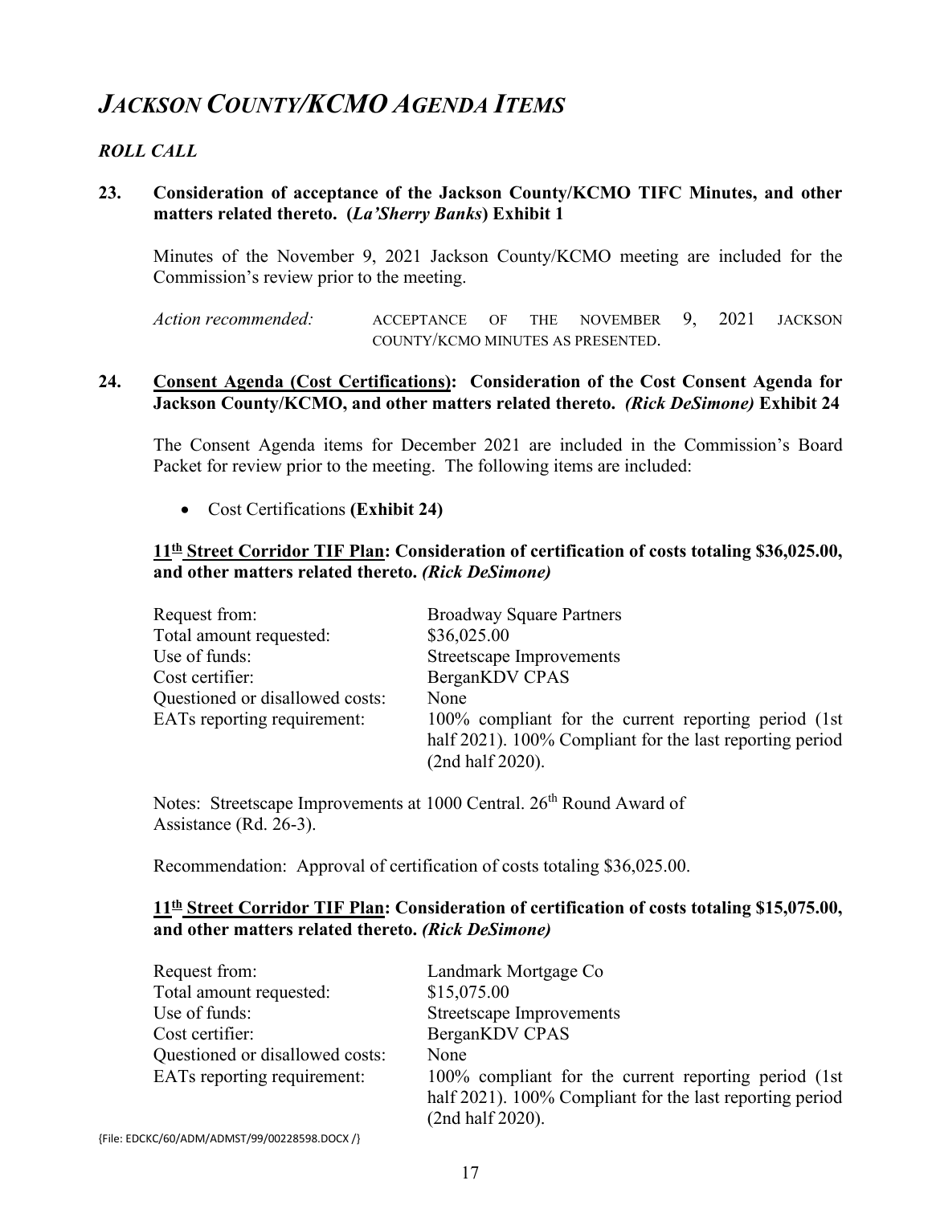# *JACKSON COUNTY/KCMO AGENDA ITEMS*

## *ROLL CALL*

**23. Consideration of acceptance of the Jackson County/KCMO TIFC Minutes, and other matters related thereto. (*La'Sherry Banks*) Exhibit 1**

Minutes of the November 9, 2021 Jackson County/KCMO meeting are included for the Commission's review prior to the meeting.

| | |
|---|---|
| *Action recommended:* | ACCEPTANCE OF THE NOVEMBER 9, 2021 JACKSON COUNTY/KCMO MINUTES AS PRESENTED. |

**24. Consent Agenda (Cost Certifications): Consideration of the Cost Consent Agenda for Jackson County/KCMO, and other matters related thereto. *(Rick DeSimone)* Exhibit 24**

The Consent Agenda items for December 2021 are included in the Commission's Board Packet for review prior to the meeting. The following items are included:

- Cost Certifications **(Exhibit 24)**

**11th Street Corridor TIF Plan: Consideration of certification of costs totaling $36,025.00, and other matters related thereto. *(Rick DeSimone)***

| | |
|---|---|
| Request from: | Broadway Square Partners |
| Total amount requested: | $36,025.00 |
| Use of funds: | Streetscape Improvements |
| Cost certifier: | BerganKDV CPAS |
| Questioned or disallowed costs: | None |
| EATs reporting requirement: | 100% compliant for the current reporting period (1st half 2021). 100% Compliant for the last reporting period (2nd half 2020). |

Notes: Streetscape Improvements at 1000 Central. 26th Round Award of Assistance (Rd. 26-3).

Recommendation: Approval of certification of costs totaling $36,025.00.

**11th Street Corridor TIF Plan: Consideration of certification of costs totaling $15,075.00, and other matters related thereto. *(Rick DeSimone)***

| | |
|---|---|
| Request from: | Landmark Mortgage Co |
| Total amount requested: | $15,075.00 |
| Use of funds: | Streetscape Improvements |
| Cost certifier: | BerganKDV CPAS |
| Questioned or disallowed costs: | None |
| EATs reporting requirement: | 100% compliant for the current reporting period (1st half 2021). 100% Compliant for the last reporting period (2nd half 2020). |

{File: EDCKC/60/ADM/ADMST/99/00228598.DOCX /}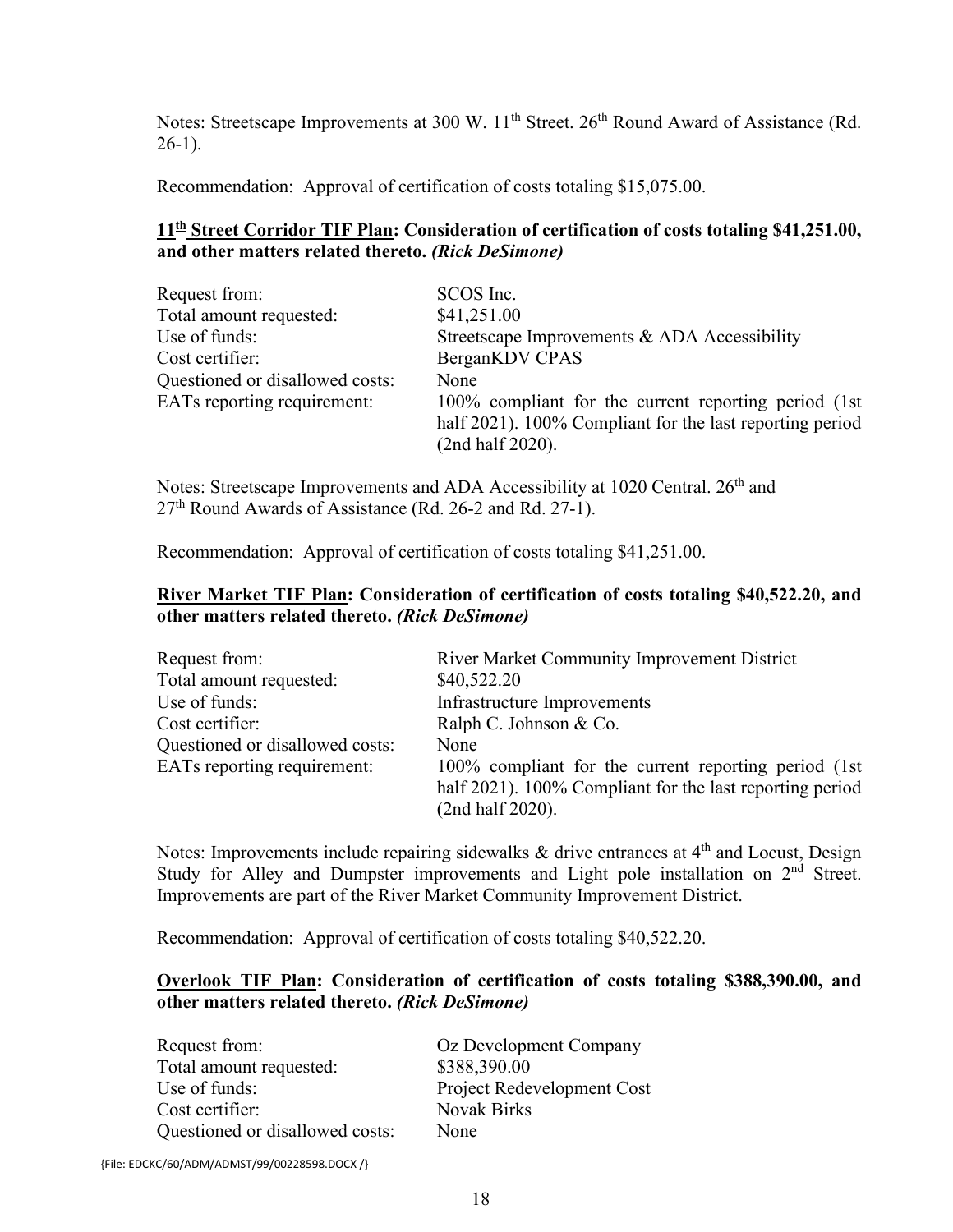Notes: Streetscape Improvements at 300 W. 11th Street. 26th Round Award of Assistance (Rd. 26-1).

Recommendation: Approval of certification of costs totaling $15,075.00.

**<u>11th Street Corridor TIF Plan</u>: Consideration of certification of costs totaling $41,251.00, and other matters related thereto. *(Rick DeSimone)***

| | |
|---|---|
| Request from: | SCOS Inc. |
| Total amount requested: | $41,251.00 |
| Use of funds: | Streetscape Improvements & ADA Accessibility |
| Cost certifier: | BerganKDV CPAS |
| Questioned or disallowed costs: | None |
| EATs reporting requirement: | 100% compliant for the current reporting period (1st half 2021). 100% Compliant for the last reporting period (2nd half 2020). |

Notes: Streetscape Improvements and ADA Accessibility at 1020 Central. 26th and 27th Round Awards of Assistance (Rd. 26-2 and Rd. 27-1).

Recommendation: Approval of certification of costs totaling $41,251.00.

**<u>River Market TIF Plan</u>: Consideration of certification of costs totaling $40,522.20, and other matters related thereto. *(Rick DeSimone)***

| | |
|---|---|
| Request from: | River Market Community Improvement District |
| Total amount requested: | $40,522.20 |
| Use of funds: | Infrastructure Improvements |
| Cost certifier: | Ralph C. Johnson & Co. |
| Questioned or disallowed costs: | None |
| EATs reporting requirement: | 100% compliant for the current reporting period (1st half 2021). 100% Compliant for the last reporting period (2nd half 2020). |

Notes: Improvements include repairing sidewalks & drive entrances at 4th and Locust, Design Study for Alley and Dumpster improvements and Light pole installation on 2nd Street. Improvements are part of the River Market Community Improvement District.

Recommendation: Approval of certification of costs totaling $40,522.20.

**<u>Overlook TIF Plan</u>: Consideration of certification of costs totaling $388,390.00, and other matters related thereto. *(Rick DeSimone)***

| | |
|---|---|
| Request from: | Oz Development Company |
| Total amount requested: | $388,390.00 |
| Use of funds: | Project Redevelopment Cost |
| Cost certifier: | Novak Birks |
| Questioned or disallowed costs: | None |

{File: EDCKC/60/ADM/ADMST/99/00228598.DOCX /}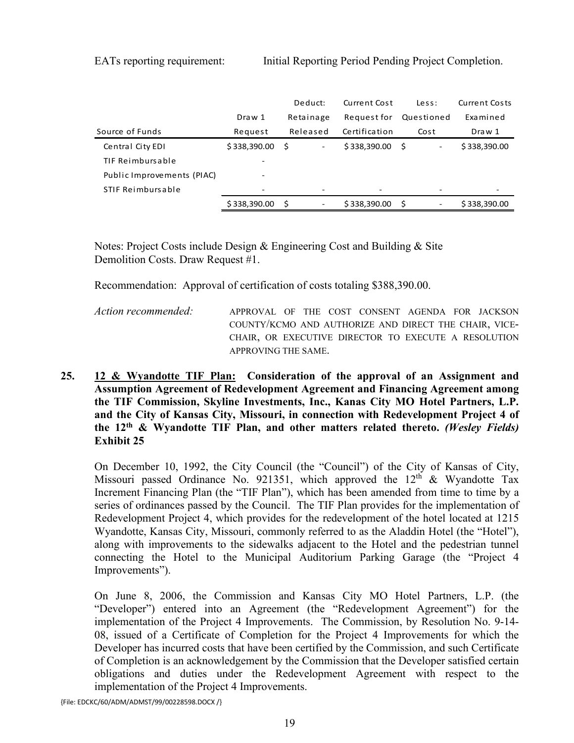EATs reporting requirement: Initial Reporting Period Pending Project Completion.

| Source of Funds | Draw 1 Request | Deduct: Retainage Released | Current Cost Request for Certification | Less: Questioned Cost | Current Costs Examined Draw 1 |
|---|---|---|---|---|---|
| Central City EDI | $ 338,390.00 | $ - | $ 338,390.00 | $ - | $ 338,390.00 |
| TIF Reimbursable | - | | | | |
| Public Improvements (PIAC) | - | | | | |
| STIF Reimbursable | - | - | - | - | - |
| | $ 338,390.00 | $ - | $ 338,390.00 | $ - | $ 338,390.00 |

Notes: Project Costs include Design & Engineering Cost and Building & Site Demolition Costs. Draw Request #1.

Recommendation: Approval of certification of costs totaling $388,390.00.

*Action recommended:* APPROVAL OF THE COST CONSENT AGENDA FOR JACKSON COUNTY/KCMO AND AUTHORIZE AND DIRECT THE CHAIR, VICE-CHAIR, OR EXECUTIVE DIRECTOR TO EXECUTE A RESOLUTION APPROVING THE SAME.

**25. <u>12 & Wyandotte TIF Plan:</u> Consideration of the approval of an Assignment and Assumption Agreement of Redevelopment Agreement and Financing Agreement among the TIF Commission, Skyline Investments, Inc., Kanas City MO Hotel Partners, L.P. and the City of Kansas City, Missouri, in connection with Redevelopment Project 4 of the 12th & Wyandotte TIF Plan, and other matters related thereto.** ***(Wesley Fields)*** **Exhibit 25**

On December 10, 1992, the City Council (the "Council") of the City of Kansas of City, Missouri passed Ordinance No. 921351, which approved the 12th & Wyandotte Tax Increment Financing Plan (the "TIF Plan"), which has been amended from time to time by a series of ordinances passed by the Council. The TIF Plan provides for the implementation of Redevelopment Project 4, which provides for the redevelopment of the hotel located at 1215 Wyandotte, Kansas City, Missouri, commonly referred to as the Aladdin Hotel (the "Hotel"), along with improvements to the sidewalks adjacent to the Hotel and the pedestrian tunnel connecting the Hotel to the Municipal Auditorium Parking Garage (the "Project 4 Improvements").

On June 8, 2006, the Commission and Kansas City MO Hotel Partners, L.P. (the "Developer") entered into an Agreement (the "Redevelopment Agreement") for the implementation of the Project 4 Improvements. The Commission, by Resolution No. 9-14-08, issued of a Certificate of Completion for the Project 4 Improvements for which the Developer has incurred costs that have been certified by the Commission, and such Certificate of Completion is an acknowledgement by the Commission that the Developer satisfied certain obligations and duties under the Redevelopment Agreement with respect to the implementation of the Project 4 Improvements.

{File: EDCKC/60/ADM/ADMST/99/00228598.DOCX /}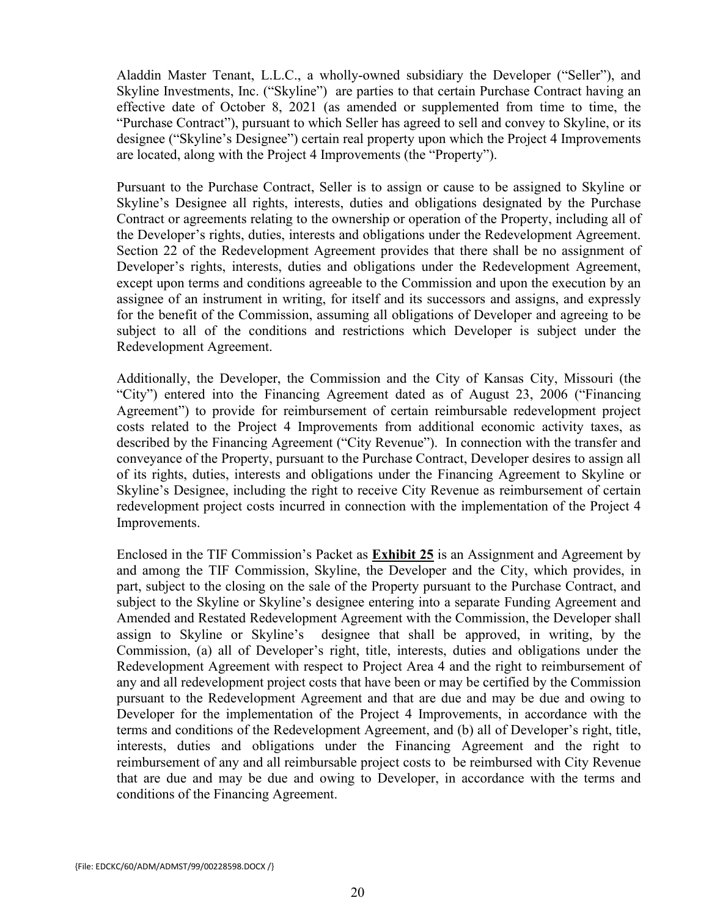Aladdin Master Tenant, L.L.C., a wholly-owned subsidiary the Developer ("Seller"), and Skyline Investments, Inc. ("Skyline") are parties to that certain Purchase Contract having an effective date of October 8, 2021 (as amended or supplemented from time to time, the "Purchase Contract"), pursuant to which Seller has agreed to sell and convey to Skyline, or its designee ("Skyline's Designee") certain real property upon which the Project 4 Improvements are located, along with the Project 4 Improvements (the "Property").

Pursuant to the Purchase Contract, Seller is to assign or cause to be assigned to Skyline or Skyline's Designee all rights, interests, duties and obligations designated by the Purchase Contract or agreements relating to the ownership or operation of the Property, including all of the Developer's rights, duties, interests and obligations under the Redevelopment Agreement. Section 22 of the Redevelopment Agreement provides that there shall be no assignment of Developer's rights, interests, duties and obligations under the Redevelopment Agreement, except upon terms and conditions agreeable to the Commission and upon the execution by an assignee of an instrument in writing, for itself and its successors and assigns, and expressly for the benefit of the Commission, assuming all obligations of Developer and agreeing to be subject to all of the conditions and restrictions which Developer is subject under the Redevelopment Agreement.

Additionally, the Developer, the Commission and the City of Kansas City, Missouri (the "City") entered into the Financing Agreement dated as of August 23, 2006 ("Financing Agreement") to provide for reimbursement of certain reimbursable redevelopment project costs related to the Project 4 Improvements from additional economic activity taxes, as described by the Financing Agreement ("City Revenue"). In connection with the transfer and conveyance of the Property, pursuant to the Purchase Contract, Developer desires to assign all of its rights, duties, interests and obligations under the Financing Agreement to Skyline or Skyline's Designee, including the right to receive City Revenue as reimbursement of certain redevelopment project costs incurred in connection with the implementation of the Project 4 Improvements.

Enclosed in the TIF Commission's Packet as **Exhibit 25** is an Assignment and Agreement by and among the TIF Commission, Skyline, the Developer and the City, which provides, in part, subject to the closing on the sale of the Property pursuant to the Purchase Contract, and subject to the Skyline or Skyline's designee entering into a separate Funding Agreement and Amended and Restated Redevelopment Agreement with the Commission, the Developer shall assign to Skyline or Skyline's designee that shall be approved, in writing, by the Commission, (a) all of Developer's right, title, interests, duties and obligations under the Redevelopment Agreement with respect to Project Area 4 and the right to reimbursement of any and all redevelopment project costs that have been or may be certified by the Commission pursuant to the Redevelopment Agreement and that are due and may be due and owing to Developer for the implementation of the Project 4 Improvements, in accordance with the terms and conditions of the Redevelopment Agreement, and (b) all of Developer's right, title, interests, duties and obligations under the Financing Agreement and the right to reimbursement of any and all reimbursable project costs to be reimbursed with City Revenue that are due and may be due and owing to Developer, in accordance with the terms and conditions of the Financing Agreement.

{File: EDCKC/60/ADM/ADMST/99/00228598.DOCX /}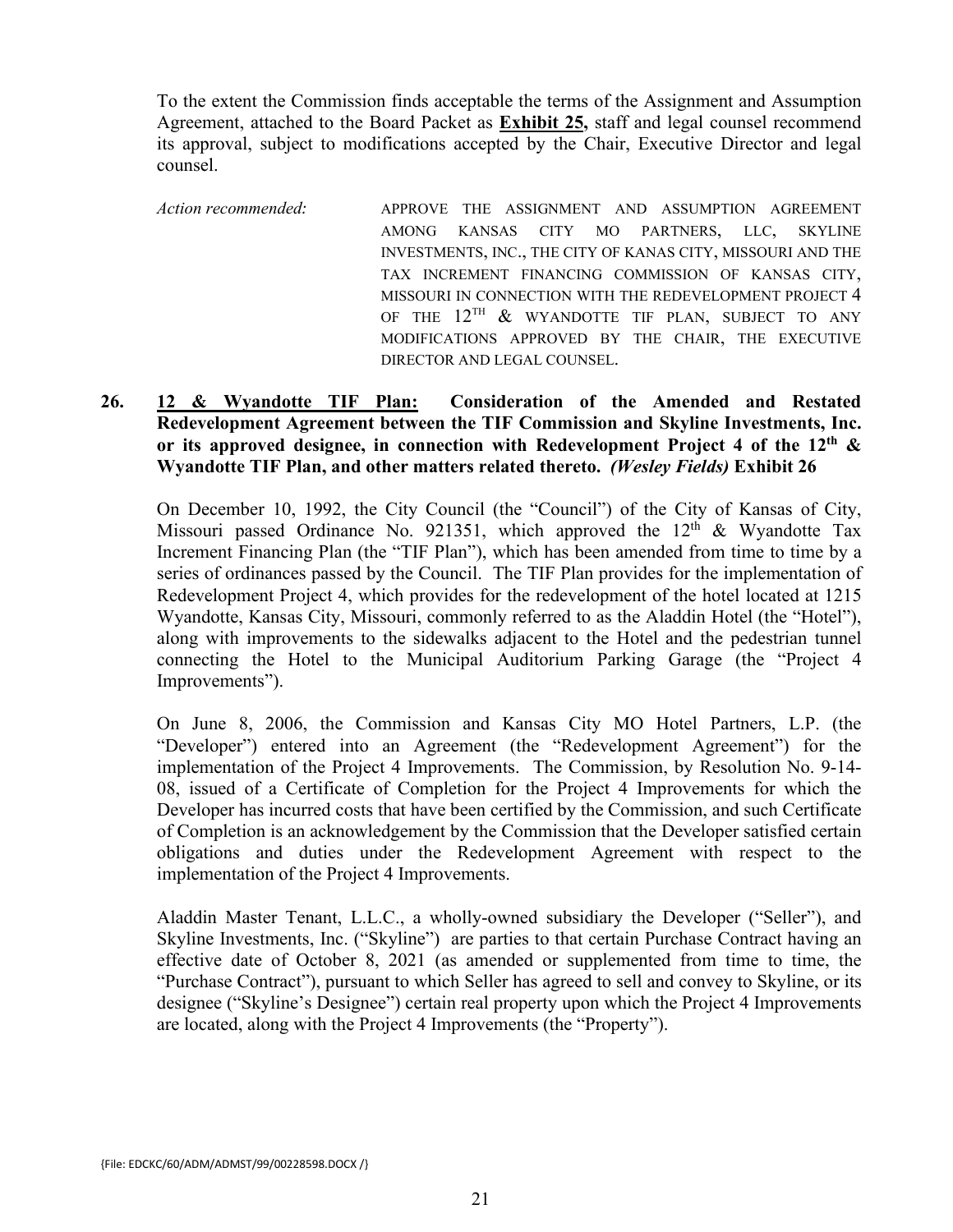To the extent the Commission finds acceptable the terms of the Assignment and Assumption Agreement, attached to the Board Packet as **Exhibit 25,** staff and legal counsel recommend its approval, subject to modifications accepted by the Chair, Executive Director and legal counsel.

*Action recommended:* APPROVE THE ASSIGNMENT AND ASSUMPTION AGREEMENT AMONG KANSAS CITY MO PARTNERS, LLC, SKYLINE INVESTMENTS, INC., THE CITY OF KANAS CITY, MISSOURI AND THE TAX INCREMENT FINANCING COMMISSION OF KANSAS CITY, MISSOURI IN CONNECTION WITH THE REDEVELOPMENT PROJECT 4 OF THE 12TH & WYANDOTTE TIF PLAN, SUBJECT TO ANY MODIFICATIONS APPROVED BY THE CHAIR, THE EXECUTIVE DIRECTOR AND LEGAL COUNSEL.

**26. 12 & Wyandotte TIF Plan: Consideration of the Amended and Restated Redevelopment Agreement between the TIF Commission and Skyline Investments, Inc. or its approved designee, in connection with Redevelopment Project 4 of the 12th & Wyandotte TIF Plan, and other matters related thereto.** ***(Wesley Fields)*** **Exhibit 26**

On December 10, 1992, the City Council (the "Council") of the City of Kansas of City, Missouri passed Ordinance No. 921351, which approved the 12th & Wyandotte Tax Increment Financing Plan (the "TIF Plan"), which has been amended from time to time by a series of ordinances passed by the Council. The TIF Plan provides for the implementation of Redevelopment Project 4, which provides for the redevelopment of the hotel located at 1215 Wyandotte, Kansas City, Missouri, commonly referred to as the Aladdin Hotel (the "Hotel"), along with improvements to the sidewalks adjacent to the Hotel and the pedestrian tunnel connecting the Hotel to the Municipal Auditorium Parking Garage (the "Project 4 Improvements").

On June 8, 2006, the Commission and Kansas City MO Hotel Partners, L.P. (the "Developer") entered into an Agreement (the "Redevelopment Agreement") for the implementation of the Project 4 Improvements. The Commission, by Resolution No. 9-14-08, issued of a Certificate of Completion for the Project 4 Improvements for which the Developer has incurred costs that have been certified by the Commission, and such Certificate of Completion is an acknowledgement by the Commission that the Developer satisfied certain obligations and duties under the Redevelopment Agreement with respect to the implementation of the Project 4 Improvements.

Aladdin Master Tenant, L.L.C., a wholly-owned subsidiary the Developer ("Seller"), and Skyline Investments, Inc. ("Skyline") are parties to that certain Purchase Contract having an effective date of October 8, 2021 (as amended or supplemented from time to time, the "Purchase Contract"), pursuant to which Seller has agreed to sell and convey to Skyline, or its designee ("Skyline's Designee") certain real property upon which the Project 4 Improvements are located, along with the Project 4 Improvements (the "Property").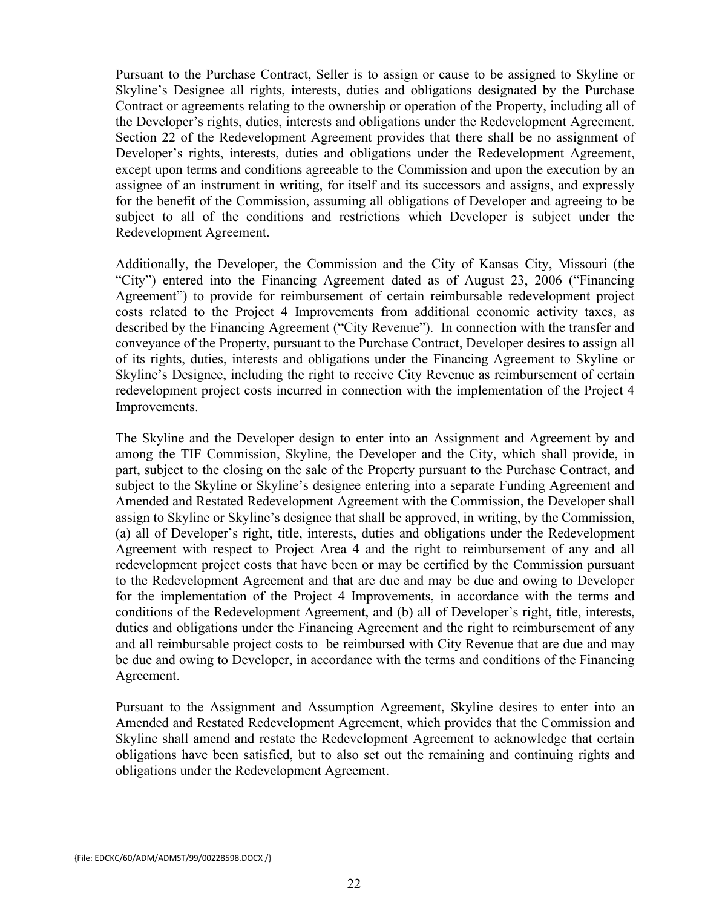Pursuant to the Purchase Contract, Seller is to assign or cause to be assigned to Skyline or Skyline's Designee all rights, interests, duties and obligations designated by the Purchase Contract or agreements relating to the ownership or operation of the Property, including all of the Developer's rights, duties, interests and obligations under the Redevelopment Agreement. Section 22 of the Redevelopment Agreement provides that there shall be no assignment of Developer's rights, interests, duties and obligations under the Redevelopment Agreement, except upon terms and conditions agreeable to the Commission and upon the execution by an assignee of an instrument in writing, for itself and its successors and assigns, and expressly for the benefit of the Commission, assuming all obligations of Developer and agreeing to be subject to all of the conditions and restrictions which Developer is subject under the Redevelopment Agreement.

Additionally, the Developer, the Commission and the City of Kansas City, Missouri (the "City") entered into the Financing Agreement dated as of August 23, 2006 ("Financing Agreement") to provide for reimbursement of certain reimbursable redevelopment project costs related to the Project 4 Improvements from additional economic activity taxes, as described by the Financing Agreement ("City Revenue"). In connection with the transfer and conveyance of the Property, pursuant to the Purchase Contract, Developer desires to assign all of its rights, duties, interests and obligations under the Financing Agreement to Skyline or Skyline's Designee, including the right to receive City Revenue as reimbursement of certain redevelopment project costs incurred in connection with the implementation of the Project 4 Improvements.

The Skyline and the Developer design to enter into an Assignment and Agreement by and among the TIF Commission, Skyline, the Developer and the City, which shall provide, in part, subject to the closing on the sale of the Property pursuant to the Purchase Contract, and subject to the Skyline or Skyline's designee entering into a separate Funding Agreement and Amended and Restated Redevelopment Agreement with the Commission, the Developer shall assign to Skyline or Skyline's designee that shall be approved, in writing, by the Commission, (a) all of Developer's right, title, interests, duties and obligations under the Redevelopment Agreement with respect to Project Area 4 and the right to reimbursement of any and all redevelopment project costs that have been or may be certified by the Commission pursuant to the Redevelopment Agreement and that are due and may be due and owing to Developer for the implementation of the Project 4 Improvements, in accordance with the terms and conditions of the Redevelopment Agreement, and (b) all of Developer's right, title, interests, duties and obligations under the Financing Agreement and the right to reimbursement of any and all reimbursable project costs to be reimbursed with City Revenue that are due and may be due and owing to Developer, in accordance with the terms and conditions of the Financing Agreement.

Pursuant to the Assignment and Assumption Agreement, Skyline desires to enter into an Amended and Restated Redevelopment Agreement, which provides that the Commission and Skyline shall amend and restate the Redevelopment Agreement to acknowledge that certain obligations have been satisfied, but to also set out the remaining and continuing rights and obligations under the Redevelopment Agreement.

{File: EDCKC/60/ADM/ADMST/99/00228598.DOCX /}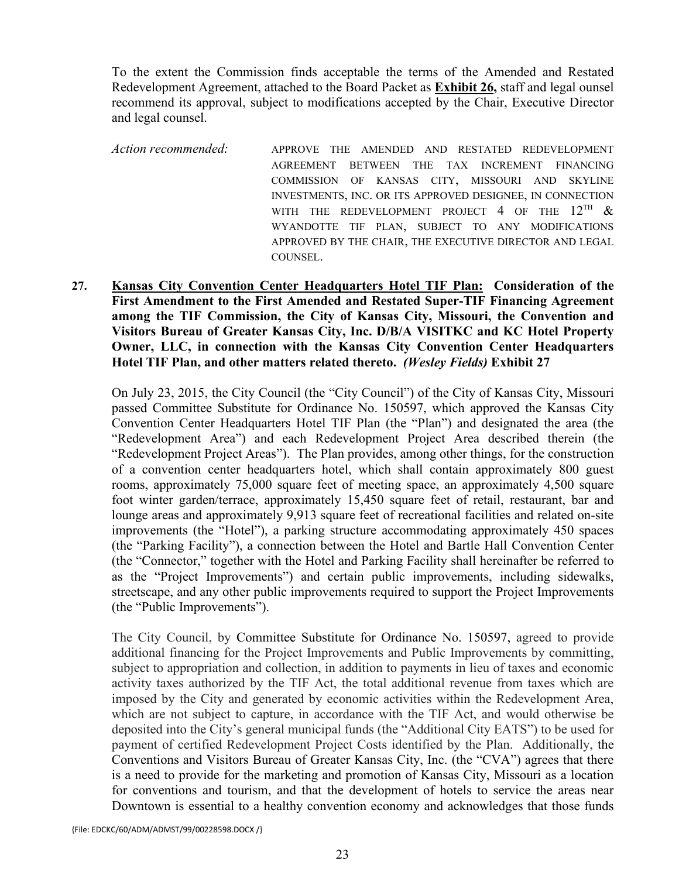To the extent the Commission finds acceptable the terms of the Amended and Restated Redevelopment Agreement, attached to the Board Packet as **Exhibit 26,** staff and legal ounsel recommend its approval, subject to modifications accepted by the Chair, Executive Director and legal counsel.

*Action recommended:* APPROVE THE AMENDED AND RESTATED REDEVELOPMENT AGREEMENT BETWEEN THE TAX INCREMENT FINANCING COMMISSION OF KANSAS CITY, MISSOURI AND SKYLINE INVESTMENTS, INC. OR ITS APPROVED DESIGNEE, IN CONNECTION WITH THE REDEVELOPMENT PROJECT 4 OF THE 12TH & WYANDOTTE TIF PLAN, SUBJECT TO ANY MODIFICATIONS APPROVED BY THE CHAIR, THE EXECUTIVE DIRECTOR AND LEGAL COUNSEL.

**27. Kansas City Convention Center Headquarters Hotel TIF Plan: Consideration of the First Amendment to the First Amended and Restated Super-TIF Financing Agreement among the TIF Commission, the City of Kansas City, Missouri, the Convention and Visitors Bureau of Greater Kansas City, Inc. D/B/A VISITKC and KC Hotel Property Owner, LLC, in connection with the Kansas City Convention Center Headquarters Hotel TIF Plan, and other matters related thereto.** ***(Wesley Fields)*** **Exhibit 27**

On July 23, 2015, the City Council (the "City Council") of the City of Kansas City, Missouri passed Committee Substitute for Ordinance No. 150597, which approved the Kansas City Convention Center Headquarters Hotel TIF Plan (the "Plan") and designated the area (the "Redevelopment Area") and each Redevelopment Project Area described therein (the "Redevelopment Project Areas"). The Plan provides, among other things, for the construction of a convention center headquarters hotel, which shall contain approximately 800 guest rooms, approximately 75,000 square feet of meeting space, an approximately 4,500 square foot winter garden/terrace, approximately 15,450 square feet of retail, restaurant, bar and lounge areas and approximately 9,913 square feet of recreational facilities and related on-site improvements (the "Hotel"), a parking structure accommodating approximately 450 spaces (the "Parking Facility"), a connection between the Hotel and Bartle Hall Convention Center (the "Connector," together with the Hotel and Parking Facility shall hereinafter be referred to as the "Project Improvements") and certain public improvements, including sidewalks, streetscape, and any other public improvements required to support the Project Improvements (the "Public Improvements").

The City Council, by Committee Substitute for Ordinance No. 150597, agreed to provide additional financing for the Project Improvements and Public Improvements by committing, subject to appropriation and collection, in addition to payments in lieu of taxes and economic activity taxes authorized by the TIF Act, the total additional revenue from taxes which are imposed by the City and generated by economic activities within the Redevelopment Area, which are not subject to capture, in accordance with the TIF Act, and would otherwise be deposited into the City's general municipal funds (the "Additional City EATS") to be used for payment of certified Redevelopment Project Costs identified by the Plan. Additionally, the Conventions and Visitors Bureau of Greater Kansas City, Inc. (the "CVA") agrees that there is a need to provide for the marketing and promotion of Kansas City, Missouri as a location for conventions and tourism, and that the development of hotels to service the areas near Downtown is essential to a healthy convention economy and acknowledges that those funds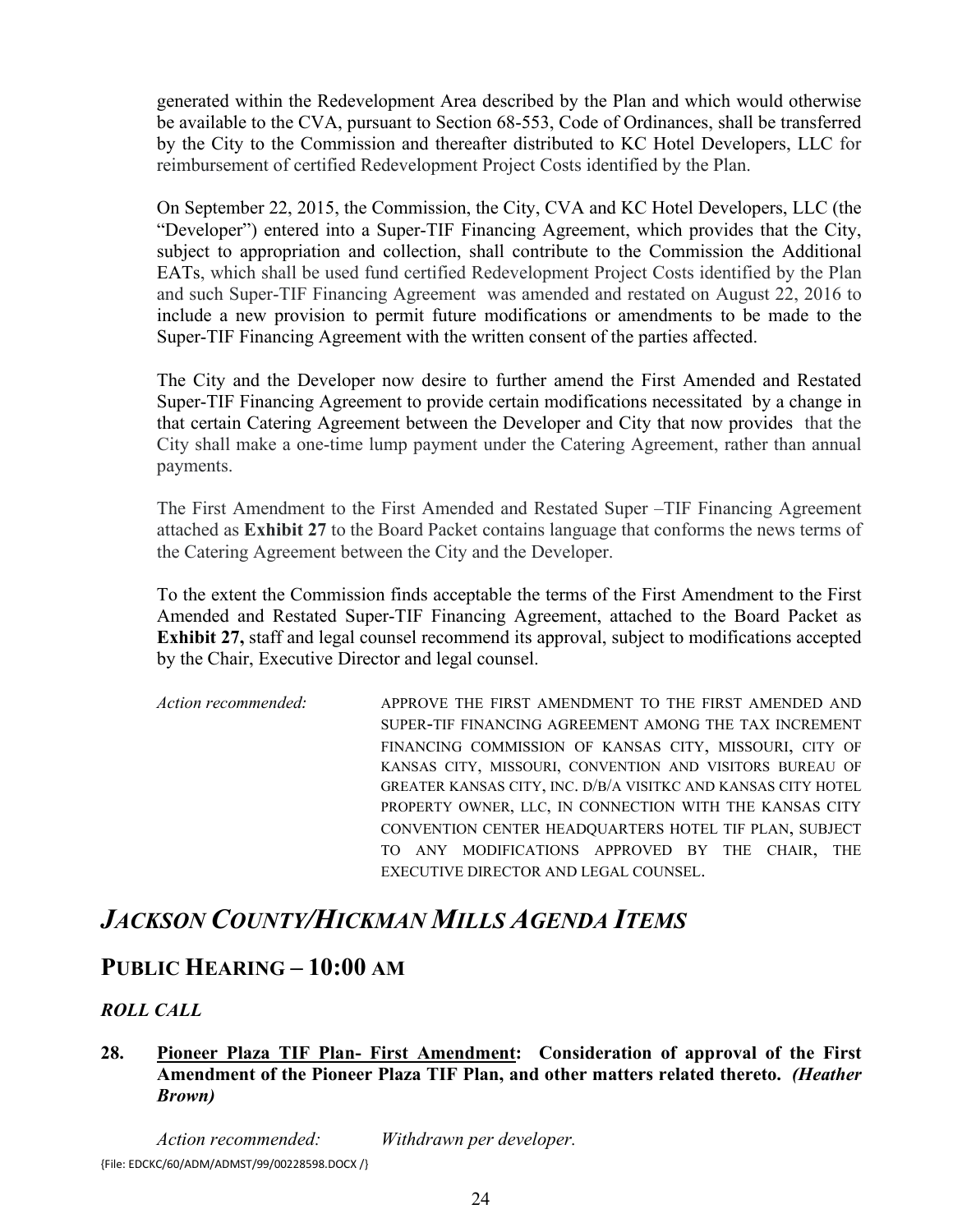generated within the Redevelopment Area described by the Plan and which would otherwise be available to the CVA, pursuant to Section 68-553, Code of Ordinances, shall be transferred by the City to the Commission and thereafter distributed to KC Hotel Developers, LLC for reimbursement of certified Redevelopment Project Costs identified by the Plan.

On September 22, 2015, the Commission, the City, CVA and KC Hotel Developers, LLC (the "Developer") entered into a Super-TIF Financing Agreement, which provides that the City, subject to appropriation and collection, shall contribute to the Commission the Additional EATs, which shall be used fund certified Redevelopment Project Costs identified by the Plan and such Super-TIF Financing Agreement was amended and restated on August 22, 2016 to include a new provision to permit future modifications or amendments to be made to the Super-TIF Financing Agreement with the written consent of the parties affected.

The City and the Developer now desire to further amend the First Amended and Restated Super-TIF Financing Agreement to provide certain modifications necessitated by a change in that certain Catering Agreement between the Developer and City that now provides that the City shall make a one-time lump payment under the Catering Agreement, rather than annual payments.

The First Amendment to the First Amended and Restated Super –TIF Financing Agreement attached as **Exhibit 27** to the Board Packet contains language that conforms the news terms of the Catering Agreement between the City and the Developer.

To the extent the Commission finds acceptable the terms of the First Amendment to the First Amended and Restated Super-TIF Financing Agreement, attached to the Board Packet as **Exhibit 27,** staff and legal counsel recommend its approval, subject to modifications accepted by the Chair, Executive Director and legal counsel.

*Action recommended:* APPROVE THE FIRST AMENDMENT TO THE FIRST AMENDED AND SUPER-TIF FINANCING AGREEMENT AMONG THE TAX INCREMENT FINANCING COMMISSION OF KANSAS CITY, MISSOURI, CITY OF KANSAS CITY, MISSOURI, CONVENTION AND VISITORS BUREAU OF GREATER KANSAS CITY, INC. D/B/A VISITKC AND KANSAS CITY HOTEL PROPERTY OWNER, LLC, IN CONNECTION WITH THE KANSAS CITY CONVENTION CENTER HEADQUARTERS HOTEL TIF PLAN, SUBJECT TO ANY MODIFICATIONS APPROVED BY THE CHAIR, THE EXECUTIVE DIRECTOR AND LEGAL COUNSEL.

# *JACKSON COUNTY/HICKMAN MILLS AGENDA ITEMS*

## PUBLIC HEARING – 10:00 AM

### *ROLL CALL*

**28. Pioneer Plaza TIF Plan- First Amendment: Consideration of approval of the First Amendment of the Pioneer Plaza TIF Plan, and other matters related thereto.** ***(Heather Brown)***

*Action recommended: Withdrawn per developer.*

{File: EDCKC/60/ADM/ADMST/99/00228598.DOCX /}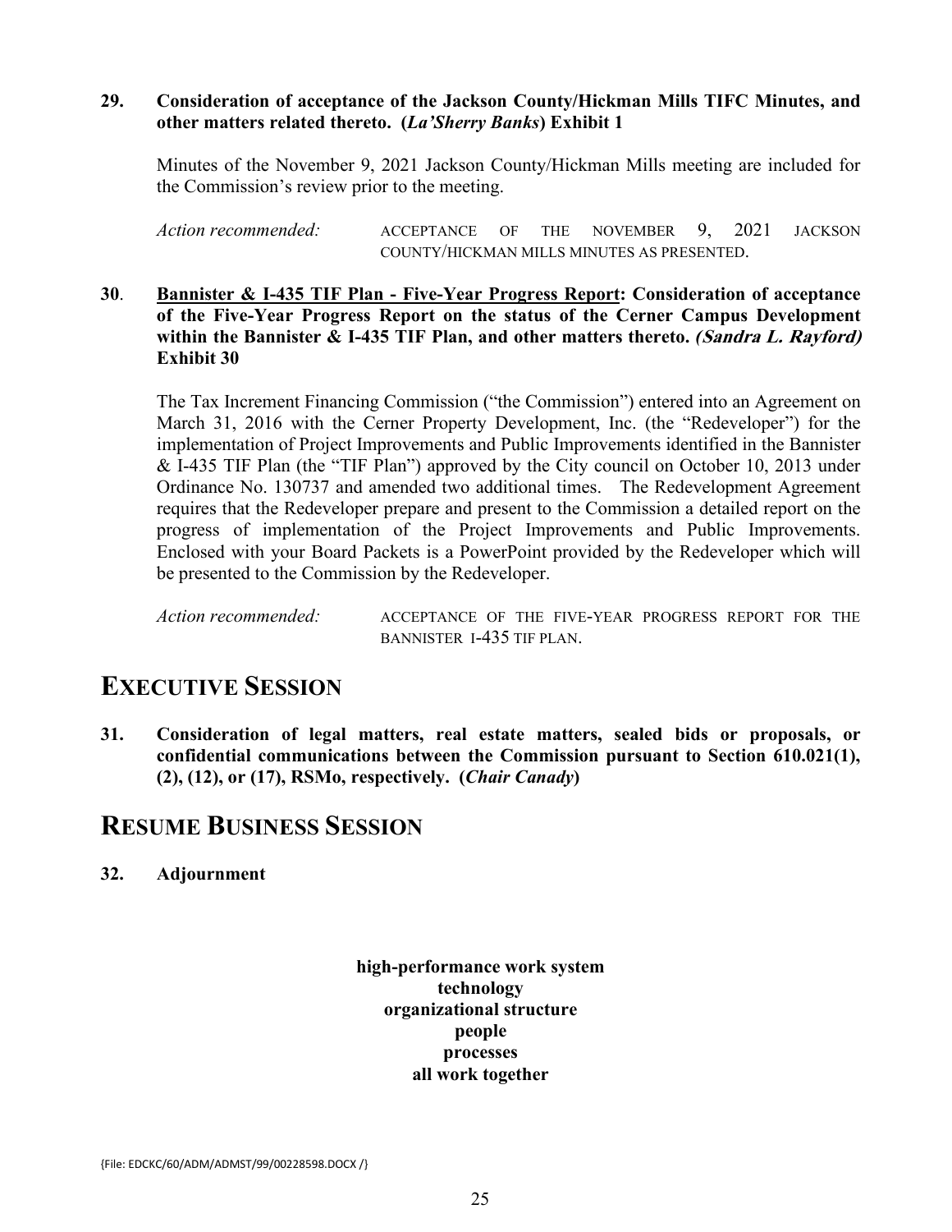**29. Consideration of acceptance of the Jackson County/Hickman Mills TIFC Minutes, and other matters related thereto. (*La'Sherry Banks*) Exhibit 1**

Minutes of the November 9, 2021 Jackson County/Hickman Mills meeting are included for the Commission's review prior to the meeting.

*Action recommended:* ACCEPTANCE OF THE NOVEMBER 9, 2021 JACKSON COUNTY/HICKMAN MILLS MINUTES AS PRESENTED.

**30. <u>Bannister & I-435 TIF Plan - Five-Year Progress Report</u>: Consideration of acceptance of the Five-Year Progress Report on the status of the Cerner Campus Development within the Bannister & I-435 TIF Plan, and other matters thereto. *(Sandra L. Rayford)* Exhibit 30**

The Tax Increment Financing Commission ("the Commission") entered into an Agreement on March 31, 2016 with the Cerner Property Development, Inc. (the "Redeveloper") for the implementation of Project Improvements and Public Improvements identified in the Bannister & I-435 TIF Plan (the "TIF Plan") approved by the City council on October 10, 2013 under Ordinance No. 130737 and amended two additional times. The Redevelopment Agreement requires that the Redeveloper prepare and present to the Commission a detailed report on the progress of implementation of the Project Improvements and Public Improvements. Enclosed with your Board Packets is a PowerPoint provided by the Redeveloper which will be presented to the Commission by the Redeveloper.

*Action recommended:* ACCEPTANCE OF THE FIVE-YEAR PROGRESS REPORT FOR THE BANNISTER I-435 TIF PLAN.

# EXECUTIVE SESSION

**31. Consideration of legal matters, real estate matters, sealed bids or proposals, or confidential communications between the Commission pursuant to Section 610.021(1), (2), (12), or (17), RSMo, respectively. (*Chair Canady*)**

# RESUME BUSINESS SESSION

**32. Adjournment**

**high-performance work system**
**technology**
**organizational structure**
**people**
**processes**
**all work together**

{File: EDCKC/60/ADM/ADMST/99/00228598.DOCX /}